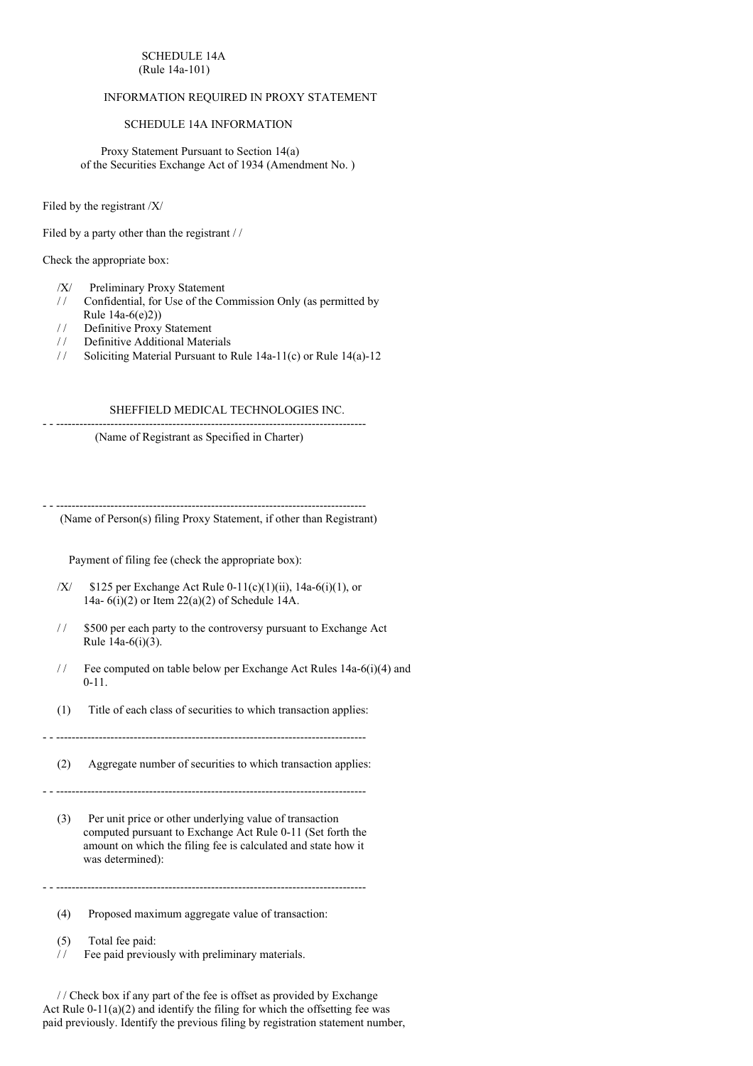SCHEDULE 14A
(Rule 14a-101)

INFORMATION REQUIRED IN PROXY STATEMENT

SCHEDULE 14A INFORMATION

Proxy Statement Pursuant to Section 14(a)
of the Securities Exchange Act of 1934 (Amendment No. )

Filed by the registrant /X/

Filed by a party other than the registrant / /

Check the appropriate box:

/X/ Preliminary Proxy Statement
/ / Confidential, for Use of the Commission Only (as permitted by Rule 14a-6(e)2))
/ / Definitive Proxy Statement
/ / Definitive Additional Materials
/ / Soliciting Material Pursuant to Rule 14a-11(c) or Rule 14(a)-12

SHEFFIELD MEDICAL TECHNOLOGIES INC.

- - --------------------------------------------------------------------------------

(Name of Registrant as Specified in Charter)

- - --------------------------------------------------------------------------------

(Name of Person(s) filing Proxy Statement, if other than Registrant)

Payment of filing fee (check the appropriate box):

/X/ $125 per Exchange Act Rule 0-11(c)(1)(ii), 14a-6(i)(1), or 14a- 6(i)(2) or Item 22(a)(2) of Schedule 14A.

/ / $500 per each party to the controversy pursuant to Exchange Act Rule 14a-6(i)(3).

/ / Fee computed on table below per Exchange Act Rules 14a-6(i)(4) and 0-11.

(1) Title of each class of securities to which transaction applies:

- - --------------------------------------------------------------------------------

(2) Aggregate number of securities to which transaction applies:

- - --------------------------------------------------------------------------------

(3) Per unit price or other underlying value of transaction computed pursuant to Exchange Act Rule 0-11 (Set forth the amount on which the filing fee is calculated and state how it was determined):

- - --------------------------------------------------------------------------------

(4) Proposed maximum aggregate value of transaction:

(5) Total fee paid:
/ / Fee paid previously with preliminary materials.

/ / Check box if any part of the fee is offset as provided by Exchange Act Rule 0-11(a)(2) and identify the filing for which the offsetting fee was paid previously. Identify the previous filing by registration statement number,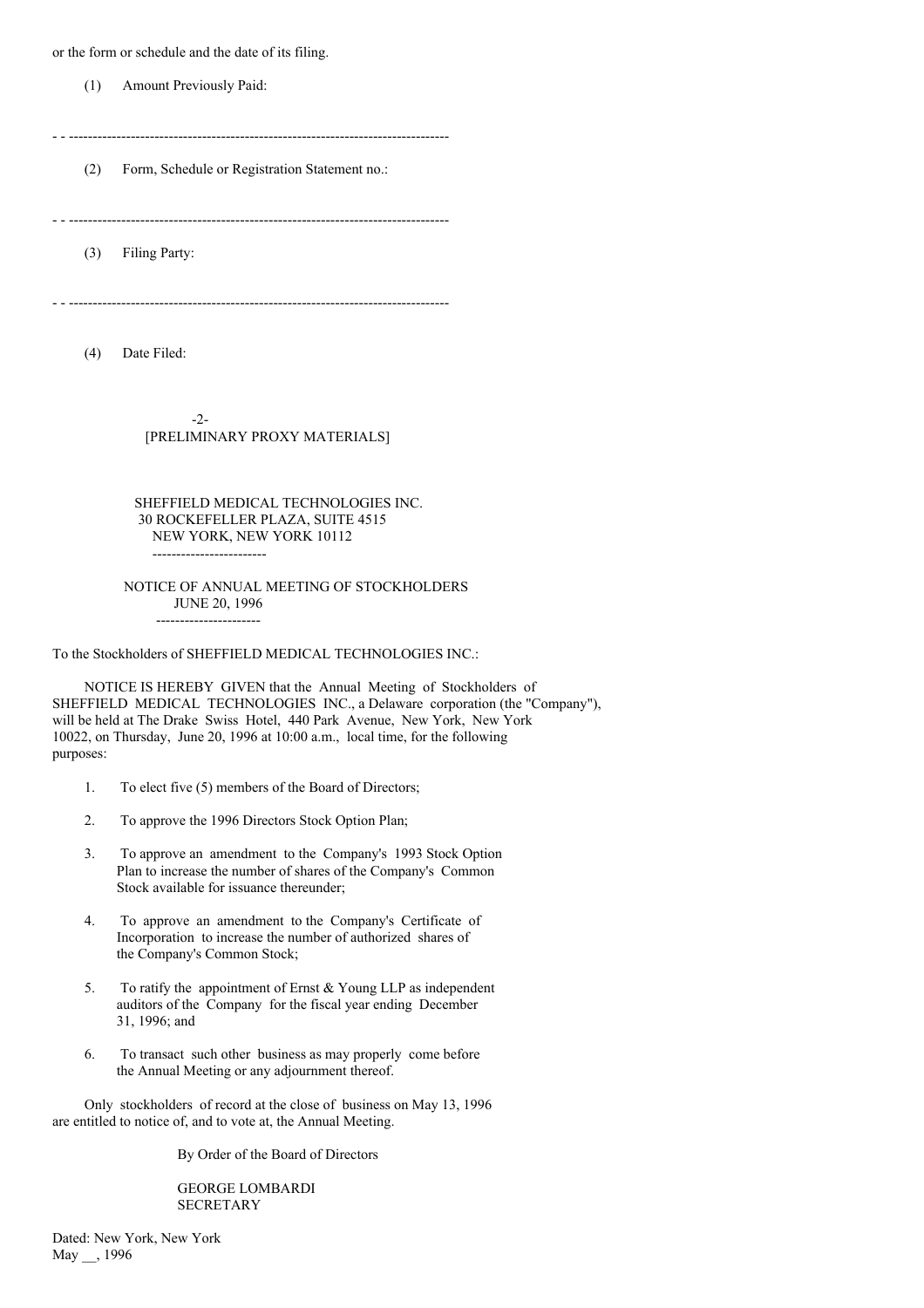or the form or schedule and the date of its filing.

(1) Amount Previously Paid:

---

(2) Form, Schedule or Registration Statement no.:

---

(3) Filing Party:

---

(4) Date Filed:

[PRELIMINARY PROXY MATERIALS]

SHEFFIELD MEDICAL TECHNOLOGIES INC.
30 ROCKEFELLER PLAZA, SUITE 4515
NEW YORK, NEW YORK 10112

---

NOTICE OF ANNUAL MEETING OF STOCKHOLDERS
JUNE 20, 1996

---

To the Stockholders of SHEFFIELD MEDICAL TECHNOLOGIES INC.:

NOTICE IS HEREBY GIVEN that the Annual Meeting of Stockholders of SHEFFIELD MEDICAL TECHNOLOGIES INC., a Delaware corporation (the "Company"), will be held at The Drake Swiss Hotel, 440 Park Avenue, New York, New York 10022, on Thursday, June 20, 1996 at 10:00 a.m., local time, for the following purposes:

1. To elect five (5) members of the Board of Directors;

2. To approve the 1996 Directors Stock Option Plan;

3. To approve an amendment to the Company's 1993 Stock Option Plan to increase the number of shares of the Company's Common Stock available for issuance thereunder;

4. To approve an amendment to the Company's Certificate of Incorporation to increase the number of authorized shares of the Company's Common Stock;

5. To ratify the appointment of Ernst & Young LLP as independent auditors of the Company for the fiscal year ending December 31, 1996; and

6. To transact such other business as may properly come before the Annual Meeting or any adjournment thereof.

Only stockholders of record at the close of business on May 13, 1996 are entitled to notice of, and to vote at, the Annual Meeting.

By Order of the Board of Directors

GEORGE LOMBARDI
SECRETARY

Dated: New York, New York
May __, 1996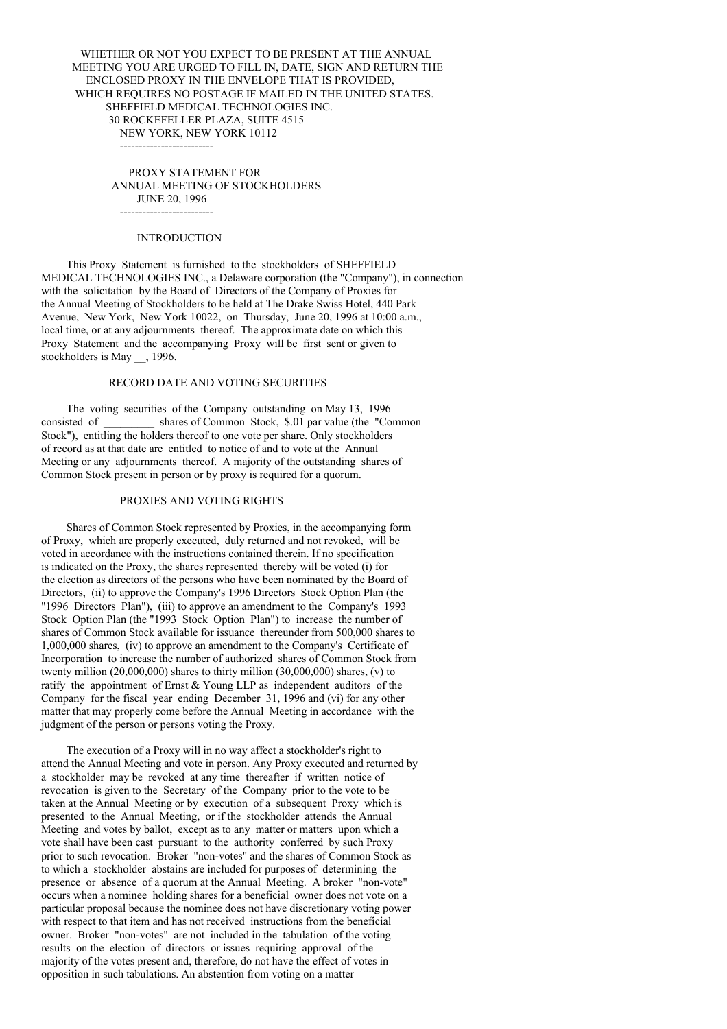WHETHER OR NOT YOU EXPECT TO BE PRESENT AT THE ANNUAL MEETING YOU ARE URGED TO FILL IN, DATE, SIGN AND RETURN THE ENCLOSED PROXY IN THE ENVELOPE THAT IS PROVIDED, WHICH REQUIRES NO POSTAGE IF MAILED IN THE UNITED STATES.

SHEFFIELD MEDICAL TECHNOLOGIES INC.
30 ROCKEFELLER PLAZA, SUITE 4515
NEW YORK, NEW YORK 10112

-------------------------

# PROXY STATEMENT FOR ANNUAL MEETING OF STOCKHOLDERS
JUNE 20, 1996

-------------------------

## INTRODUCTION

This Proxy Statement is furnished to the stockholders of SHEFFIELD MEDICAL TECHNOLOGIES INC., a Delaware corporation (the "Company"), in connection with the solicitation by the Board of Directors of the Company of Proxies for the Annual Meeting of Stockholders to be held at The Drake Swiss Hotel, 440 Park Avenue, New York, New York 10022, on Thursday, June 20, 1996 at 10:00 a.m., local time, or at any adjournments thereof. The approximate date on which this Proxy Statement and the accompanying Proxy will be first sent or given to stockholders is May __, 1996.

## RECORD DATE AND VOTING SECURITIES

The voting securities of the Company outstanding on May 13, 1996 consisted of _________ shares of Common Stock, $.01 par value (the "Common Stock"), entitling the holders thereof to one vote per share. Only stockholders of record as at that date are entitled to notice of and to vote at the Annual Meeting or any adjournments thereof. A majority of the outstanding shares of Common Stock present in person or by proxy is required for a quorum.

## PROXIES AND VOTING RIGHTS

Shares of Common Stock represented by Proxies, in the accompanying form of Proxy, which are properly executed, duly returned and not revoked, will be voted in accordance with the instructions contained therein. If no specification is indicated on the Proxy, the shares represented thereby will be voted (i) for the election as directors of the persons who have been nominated by the Board of Directors, (ii) to approve the Company's 1996 Directors Stock Option Plan (the "1996 Directors Plan"), (iii) to approve an amendment to the Company's 1993 Stock Option Plan (the "1993 Stock Option Plan") to increase the number of shares of Common Stock available for issuance thereunder from 500,000 shares to 1,000,000 shares, (iv) to approve an amendment to the Company's Certificate of Incorporation to increase the number of authorized shares of Common Stock from twenty million (20,000,000) shares to thirty million (30,000,000) shares, (v) to ratify the appointment of Ernst & Young LLP as independent auditors of the Company for the fiscal year ending December 31, 1996 and (vi) for any other matter that may properly come before the Annual Meeting in accordance with the judgment of the person or persons voting the Proxy.

The execution of a Proxy will in no way affect a stockholder's right to attend the Annual Meeting and vote in person. Any Proxy executed and returned by a stockholder may be revoked at any time thereafter if written notice of revocation is given to the Secretary of the Company prior to the vote to be taken at the Annual Meeting or by execution of a subsequent Proxy which is presented to the Annual Meeting, or if the stockholder attends the Annual Meeting and votes by ballot, except as to any matter or matters upon which a vote shall have been cast pursuant to the authority conferred by such Proxy prior to such revocation. Broker "non-votes" and the shares of Common Stock as to which a stockholder abstains are included for purposes of determining the presence or absence of a quorum at the Annual Meeting. A broker "non-vote" occurs when a nominee holding shares for a beneficial owner does not vote on a particular proposal because the nominee does not have discretionary voting power with respect to that item and has not received instructions from the beneficial owner. Broker "non-votes" are not included in the tabulation of the voting results on the election of directors or issues requiring approval of the majority of the votes present and, therefore, do not have the effect of votes in opposition in such tabulations. An abstention from voting on a matter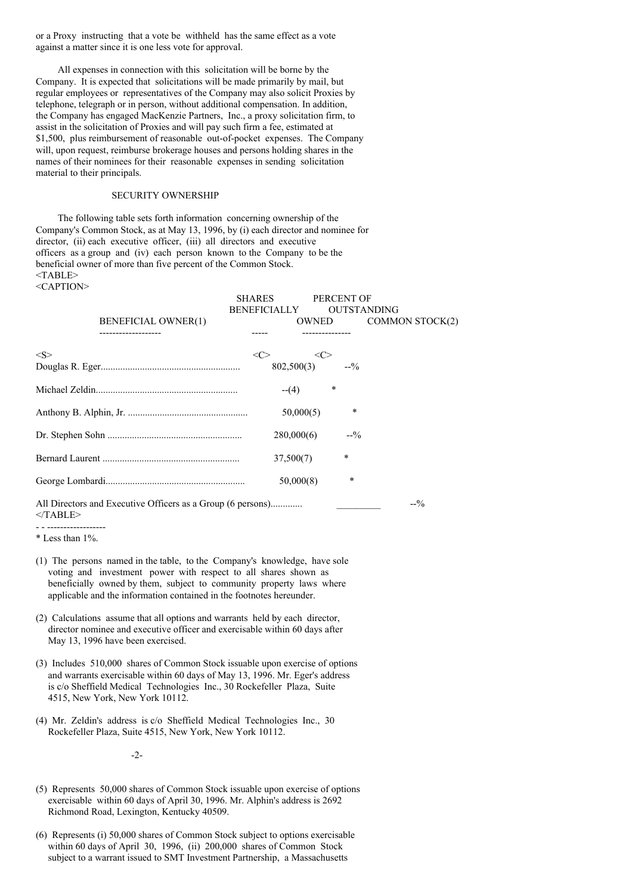or a Proxy instructing that a vote be withheld has the same effect as a vote against a matter since it is one less vote for approval.

All expenses in connection with this solicitation will be borne by the Company. It is expected that solicitations will be made primarily by mail, but regular employees or representatives of the Company may also solicit Proxies by telephone, telegraph or in person, without additional compensation. In addition, the Company has engaged MacKenzie Partners, Inc., a proxy solicitation firm, to assist in the solicitation of Proxies and will pay such firm a fee, estimated at $1,500, plus reimbursement of reasonable out-of-pocket expenses. The Company will, upon request, reimburse brokerage houses and persons holding shares in the names of their nominees for their reasonable expenses in sending solicitation material to their principals.

## SECURITY OWNERSHIP

The following table sets forth information concerning ownership of the Company's Common Stock, as at May 13, 1996, by (i) each director and nominee for director, (ii) each executive officer, (iii) all directors and executive officers as a group and (iv) each person known to the Company to be the beneficial owner of more than five percent of the Common Stock.

| BENEFICIAL OWNER(1) | SHARES BENEFICIALLY OWNED | PERCENT OF OUTSTANDING COMMON STOCK(2) |
|---|---|---|
| Douglas R. Eger | 802,500(3) | --% |
| Michael Zeldin | --(4) | * |
| Anthony B. Alphin, Jr. | 50,000(5) | * |
| Dr. Stephen Sohn | 280,000(6) | --% |
| Bernard Laurent | 37,500(7) | * |
| George Lombardi | 50,000(8) | * |
| All Directors and Executive Officers as a Group (6 persons) | _________ | --% |

* Less than 1%.

(1) The persons named in the table, to the Company's knowledge, have sole voting and investment power with respect to all shares shown as beneficially owned by them, subject to community property laws where applicable and the information contained in the footnotes hereunder.

(2) Calculations assume that all options and warrants held by each director, director nominee and executive officer and exercisable within 60 days after May 13, 1996 have been exercised.

(3) Includes 510,000 shares of Common Stock issuable upon exercise of options and warrants exercisable within 60 days of May 13, 1996. Mr. Eger's address is c/o Sheffield Medical Technologies Inc., 30 Rockefeller Plaza, Suite 4515, New York, New York 10112.

(4) Mr. Zeldin's address is c/o Sheffield Medical Technologies Inc., 30 Rockefeller Plaza, Suite 4515, New York, New York 10112.

(5) Represents 50,000 shares of Common Stock issuable upon exercise of options exercisable within 60 days of April 30, 1996. Mr. Alphin's address is 2692 Richmond Road, Lexington, Kentucky 40509.

(6) Represents (i) 50,000 shares of Common Stock subject to options exercisable within 60 days of April 30, 1996, (ii) 200,000 shares of Common Stock subject to a warrant issued to SMT Investment Partnership, a Massachusetts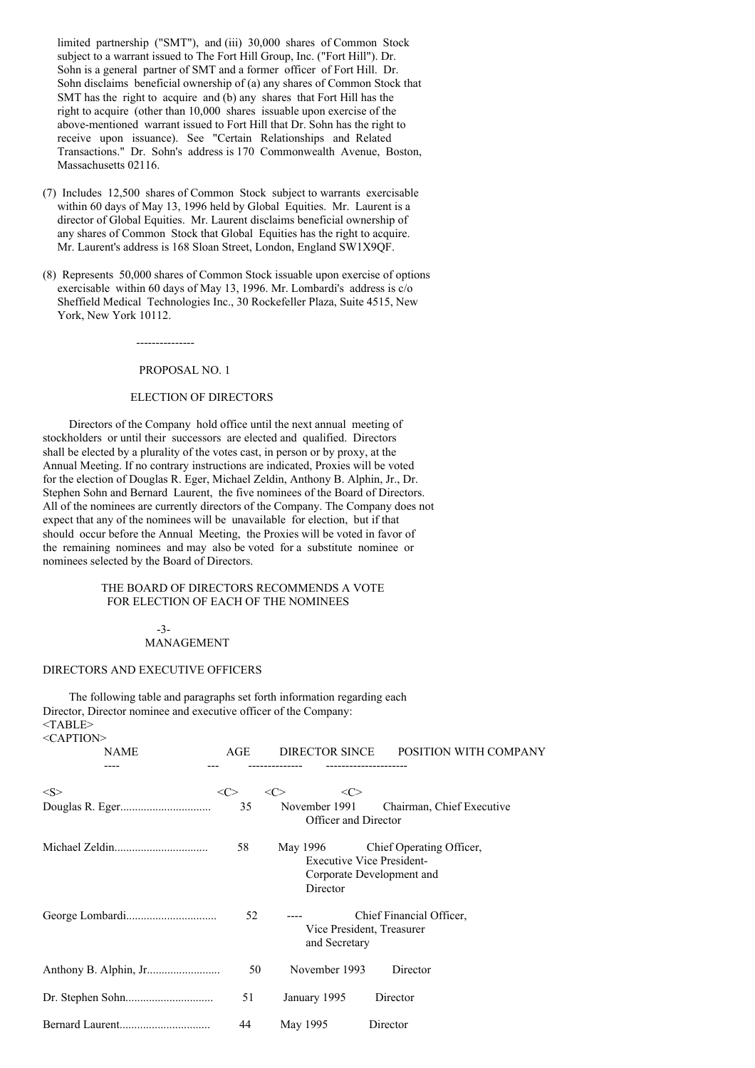limited partnership ("SMT"), and (iii) 30,000 shares of Common Stock subject to a warrant issued to The Fort Hill Group, Inc. ("Fort Hill"). Dr. Sohn is a general partner of SMT and a former officer of Fort Hill. Dr. Sohn disclaims beneficial ownership of (a) any shares of Common Stock that SMT has the right to acquire and (b) any shares that Fort Hill has the right to acquire (other than 10,000 shares issuable upon exercise of the above-mentioned warrant issued to Fort Hill that Dr. Sohn has the right to receive upon issuance). See "Certain Relationships and Related Transactions." Dr. Sohn's address is 170 Commonwealth Avenue, Boston, Massachusetts 02116.

(7) Includes 12,500 shares of Common Stock subject to warrants exercisable within 60 days of May 13, 1996 held by Global Equities. Mr. Laurent is a director of Global Equities. Mr. Laurent disclaims beneficial ownership of any shares of Common Stock that Global Equities has the right to acquire. Mr. Laurent's address is 168 Sloan Street, London, England SW1X9QF.

(8) Represents 50,000 shares of Common Stock issuable upon exercise of options exercisable within 60 days of May 13, 1996. Mr. Lombardi's address is c/o Sheffield Medical Technologies Inc., 30 Rockefeller Plaza, Suite 4515, New York, New York 10112.

---------------

## PROPOSAL NO. 1

## ELECTION OF DIRECTORS

Directors of the Company hold office until the next annual meeting of stockholders or until their successors are elected and qualified. Directors shall be elected by a plurality of the votes cast, in person or by proxy, at the Annual Meeting. If no contrary instructions are indicated, Proxies will be voted for the election of Douglas R. Eger, Michael Zeldin, Anthony B. Alphin, Jr., Dr. Stephen Sohn and Bernard Laurent, the five nominees of the Board of Directors. All of the nominees are currently directors of the Company. The Company does not expect that any of the nominees will be unavailable for election, but if that should occur before the Annual Meeting, the Proxies will be voted in favor of the remaining nominees and may also be voted for a substitute nominee or nominees selected by the Board of Directors.

**THE BOARD OF DIRECTORS RECOMMENDS A VOTE FOR ELECTION OF EACH OF THE NOMINEES**

## MANAGEMENT

### DIRECTORS AND EXECUTIVE OFFICERS

The following table and paragraphs set forth information regarding each Director, Director nominee and executive officer of the Company:

| NAME | AGE | DIRECTOR SINCE | POSITION WITH COMPANY |
|---|---|---|---|
| Douglas R. Eger | 35 | November 1991 | Chairman, Chief Executive Officer and Director |
| Michael Zeldin | 58 | May 1996 | Chief Operating Officer, Executive Vice President-Corporate Development and Director |
| George Lombardi | 52 | ---- | Chief Financial Officer, Vice President, Treasurer and Secretary |
| Anthony B. Alphin, Jr. | 50 | November 1993 | Director |
| Dr. Stephen Sohn | 51 | January 1995 | Director |
| Bernard Laurent | 44 | May 1995 | Director |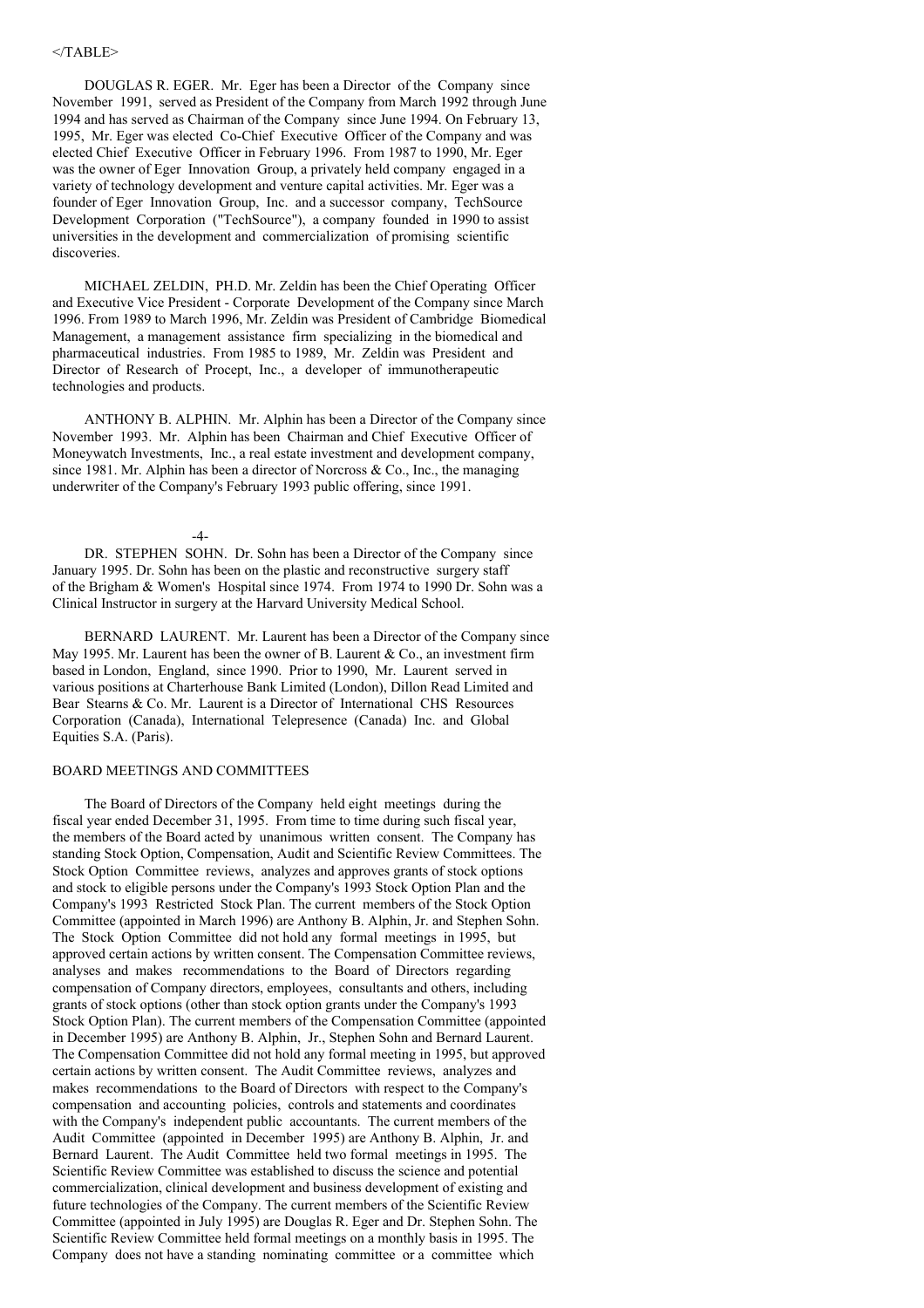</TABLE>

DOUGLAS R. EGER. Mr. Eger has been a Director of the Company since November 1991, served as President of the Company from March 1992 through June 1994 and has served as Chairman of the Company since June 1994. On February 13, 1995, Mr. Eger was elected Co-Chief Executive Officer of the Company and was elected Chief Executive Officer in February 1996. From 1987 to 1990, Mr. Eger was the owner of Eger Innovation Group, a privately held company engaged in a variety of technology development and venture capital activities. Mr. Eger was a founder of Eger Innovation Group, Inc. and a successor company, TechSource Development Corporation ("TechSource"), a company founded in 1990 to assist universities in the development and commercialization of promising scientific discoveries.

MICHAEL ZELDIN, PH.D. Mr. Zeldin has been the Chief Operating Officer and Executive Vice President - Corporate Development of the Company since March 1996. From 1989 to March 1996, Mr. Zeldin was President of Cambridge Biomedical Management, a management assistance firm specializing in the biomedical and pharmaceutical industries. From 1985 to 1989, Mr. Zeldin was President and Director of Research of Procept, Inc., a developer of immunotherapeutic technologies and products.

ANTHONY B. ALPHIN. Mr. Alphin has been a Director of the Company since November 1993. Mr. Alphin has been Chairman and Chief Executive Officer of Moneywatch Investments, Inc., a real estate investment and development company, since 1981. Mr. Alphin has been a director of Norcross & Co., Inc., the managing underwriter of the Company's February 1993 public offering, since 1991.

DR. STEPHEN SOHN. Dr. Sohn has been a Director of the Company since January 1995. Dr. Sohn has been on the plastic and reconstructive surgery staff of the Brigham & Women's Hospital since 1974. From 1974 to 1990 Dr. Sohn was a Clinical Instructor in surgery at the Harvard University Medical School.

BERNARD LAURENT. Mr. Laurent has been a Director of the Company since May 1995. Mr. Laurent has been the owner of B. Laurent & Co., an investment firm based in London, England, since 1990. Prior to 1990, Mr. Laurent served in various positions at Charterhouse Bank Limited (London), Dillon Read Limited and Bear Stearns & Co. Mr. Laurent is a Director of International CHS Resources Corporation (Canada), International Telepresence (Canada) Inc. and Global Equities S.A. (Paris).

## BOARD MEETINGS AND COMMITTEES

The Board of Directors of the Company held eight meetings during the fiscal year ended December 31, 1995. From time to time during such fiscal year, the members of the Board acted by unanimous written consent. The Company has standing Stock Option, Compensation, Audit and Scientific Review Committees. The Stock Option Committee reviews, analyzes and approves grants of stock options and stock to eligible persons under the Company's 1993 Stock Option Plan and the Company's 1993 Restricted Stock Plan. The current members of the Stock Option Committee (appointed in March 1996) are Anthony B. Alphin, Jr. and Stephen Sohn. The Stock Option Committee did not hold any formal meetings in 1995, but approved certain actions by written consent. The Compensation Committee reviews, analyses and makes recommendations to the Board of Directors regarding compensation of Company directors, employees, consultants and others, including grants of stock options (other than stock option grants under the Company's 1993 Stock Option Plan). The current members of the Compensation Committee (appointed in December 1995) are Anthony B. Alphin, Jr., Stephen Sohn and Bernard Laurent. The Compensation Committee did not hold any formal meeting in 1995, but approved certain actions by written consent. The Audit Committee reviews, analyzes and makes recommendations to the Board of Directors with respect to the Company's compensation and accounting policies, controls and statements and coordinates with the Company's independent public accountants. The current members of the Audit Committee (appointed in December 1995) are Anthony B. Alphin, Jr. and Bernard Laurent. The Audit Committee held two formal meetings in 1995. The Scientific Review Committee was established to discuss the science and potential commercialization, clinical development and business development of existing and future technologies of the Company. The current members of the Scientific Review Committee (appointed in July 1995) are Douglas R. Eger and Dr. Stephen Sohn. The Scientific Review Committee held formal meetings on a monthly basis in 1995. The Company does not have a standing nominating committee or a committee which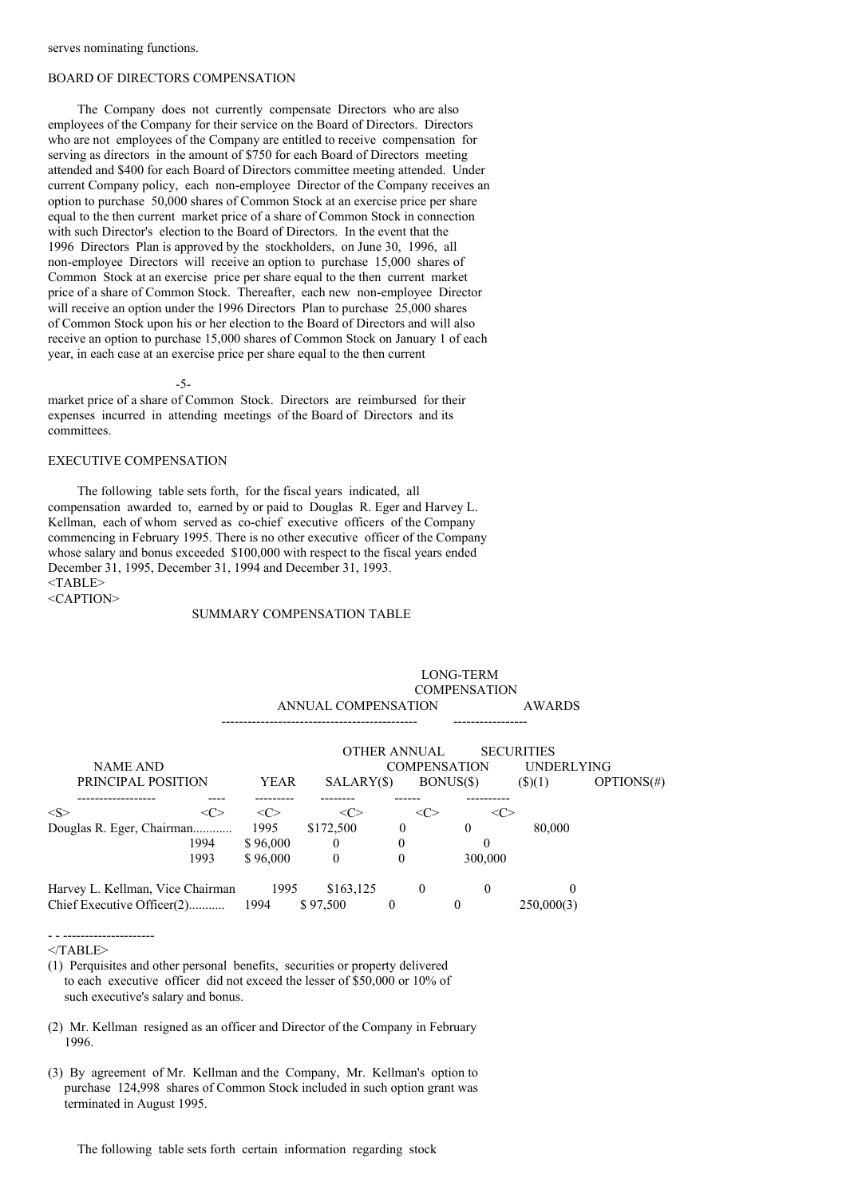serves nominating functions.

## BOARD OF DIRECTORS COMPENSATION

The Company does not currently compensate Directors who are also employees of the Company for their service on the Board of Directors. Directors who are not employees of the Company are entitled to receive compensation for serving as directors in the amount of $750 for each Board of Directors meeting attended and $400 for each Board of Directors committee meeting attended. Under current Company policy, each non-employee Director of the Company receives an option to purchase 50,000 shares of Common Stock at an exercise price per share equal to the then current market price of a share of Common Stock in connection with such Director's election to the Board of Directors. In the event that the 1996 Directors Plan is approved by the stockholders, on June 30, 1996, all non-employee Directors will receive an option to purchase 15,000 shares of Common Stock at an exercise price per share equal to the then current market price of a share of Common Stock. Thereafter, each new non-employee Director will receive an option under the 1996 Directors Plan to purchase 25,000 shares of Common Stock upon his or her election to the Board of Directors and will also receive an option to purchase 15,000 shares of Common Stock on January 1 of each year, in each case at an exercise price per share equal to the then current market price of a share of Common Stock. Directors are reimbursed for their expenses incurred in attending meetings of the Board of Directors and its committees.

## EXECUTIVE COMPENSATION

The following table sets forth, for the fiscal years indicated, all compensation awarded to, earned by or paid to Douglas R. Eger and Harvey L. Kellman, each of whom served as co-chief executive officers of the Company commencing in February 1995. There is no other executive officer of the Company whose salary and bonus exceeded $100,000 with respect to the fiscal years ended December 31, 1995, December 31, 1994 and December 31, 1993.

SUMMARY COMPENSATION TABLE

| | | ANNUAL COMPENSATION | | | LONG-TERM COMPENSATION AWARDS |
|---|---|---|---|---|---|
| NAME AND PRINCIPAL POSITION | YEAR | SALARY($) | BONUS($) | OTHER ANNUAL COMPENSATION ($)(1) | SECURITIES UNDERLYING OPTIONS(#) |
| Douglas R. Eger, Chairman | 1995 | $172,500 | 0 | 0 | 80,000 |
| | 1994 | $ 96,000 | 0 | 0 | 0 |
| | 1993 | $ 96,000 | 0 | 0 | 300,000 |
| Harvey L. Kellman, Vice Chairman | 1995 | $163,125 | 0 | 0 | 0 |
| Chief Executive Officer(2) | 1994 | $ 97,500 | 0 | 0 | 250,000(3) |

(1) Perquisites and other personal benefits, securities or property delivered to each executive officer did not exceed the lesser of $50,000 or 10% of such executive's salary and bonus.

(2) Mr. Kellman resigned as an officer and Director of the Company in February 1996.

(3) By agreement of Mr. Kellman and the Company, Mr. Kellman's option to purchase 124,998 shares of Common Stock included in such option grant was terminated in August 1995.

The following table sets forth certain information regarding stock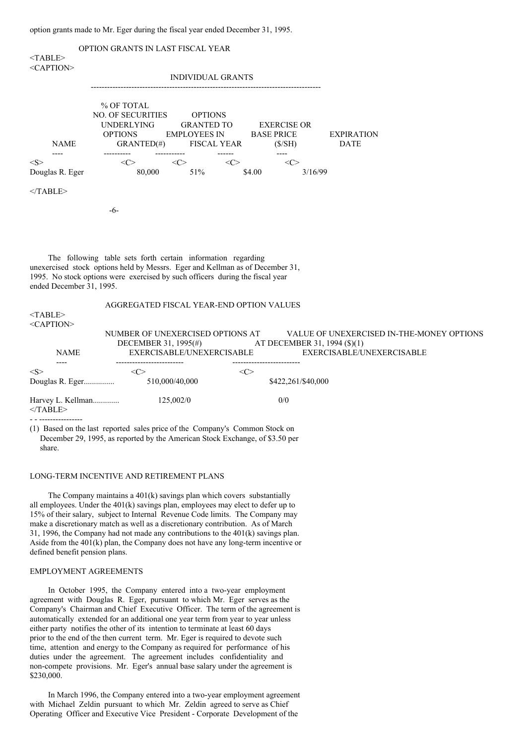option grants made to Mr. Eger during the fiscal year ended December 31, 1995.

OPTION GRANTS IN LAST FISCAL YEAR

| | INDIVIDUAL GRANTS | | | |
|---|---|---|---|---|
| NAME | NO. OF SECURITIES UNDERLYING OPTIONS GRANTED(#) | % OF TOTAL OPTIONS GRANTED TO EMPLOYEES IN FISCAL YEAR | EXERCISE OR BASE PRICE ($/SH) | EXPIRATION DATE |
| Douglas R. Eger | 80,000 | 51% | $4.00 | 3/16/99 |

The following table sets forth certain information regarding unexercised stock options held by Messrs. Eger and Kellman as of December 31, 1995. No stock options were exercised by such officers during the fiscal year ended December 31, 1995.

AGGREGATED FISCAL YEAR-END OPTION VALUES

| NAME | NUMBER OF UNEXERCISED OPTIONS AT DECEMBER 31, 1995(#) EXERCISABLE/UNEXERCISABLE | VALUE OF UNEXERCISED IN-THE-MONEY OPTIONS AT DECEMBER 31, 1994 ($)(1) EXERCISABLE/UNEXERCISABLE |
|---|---|---|
| Douglas R. Eger............... | 510,000/40,000 | $422,261/$40,000 |
| Harvey L. Kellman............. | 125,002/0 | 0/0 |

(1) Based on the last reported sales price of the Company's Common Stock on December 29, 1995, as reported by the American Stock Exchange, of $3.50 per share.

## LONG-TERM INCENTIVE AND RETIREMENT PLANS

The Company maintains a 401(k) savings plan which covers substantially all employees. Under the 401(k) savings plan, employees may elect to defer up to 15% of their salary, subject to Internal Revenue Code limits. The Company may make a discretionary match as well as a discretionary contribution. As of March 31, 1996, the Company had not made any contributions to the 401(k) savings plan. Aside from the 401(k) plan, the Company does not have any long-term incentive or defined benefit pension plans.

## EMPLOYMENT AGREEMENTS

In October 1995, the Company entered into a two-year employment agreement with Douglas R. Eger, pursuant to which Mr. Eger serves as the Company's Chairman and Chief Executive Officer. The term of the agreement is automatically extended for an additional one year term from year to year unless either party notifies the other of its intention to terminate at least 60 days prior to the end of the then current term. Mr. Eger is required to devote such time, attention and energy to the Company as required for performance of his duties under the agreement. The agreement includes confidentiality and non-compete provisions. Mr. Eger's annual base salary under the agreement is $230,000.

In March 1996, the Company entered into a two-year employment agreement with Michael Zeldin pursuant to which Mr. Zeldin agreed to serve as Chief Operating Officer and Executive Vice President - Corporate Development of the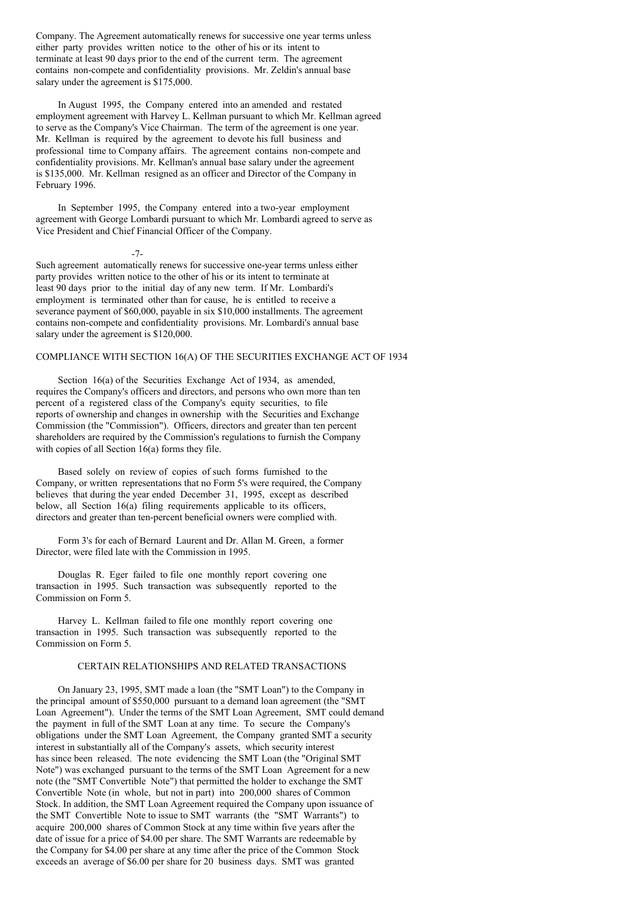Company. The Agreement automatically renews for successive one year terms unless either party provides written notice to the other of his or its intent to terminate at least 90 days prior to the end of the current term. The agreement contains non-compete and confidentiality provisions. Mr. Zeldin's annual base salary under the agreement is $175,000.

In August 1995, the Company entered into an amended and restated employment agreement with Harvey L. Kellman pursuant to which Mr. Kellman agreed to serve as the Company's Vice Chairman. The term of the agreement is one year. Mr. Kellman is required by the agreement to devote his full business and professional time to Company affairs. The agreement contains non-compete and confidentiality provisions. Mr. Kellman's annual base salary under the agreement is $135,000. Mr. Kellman resigned as an officer and Director of the Company in February 1996.

In September 1995, the Company entered into a two-year employment agreement with George Lombardi pursuant to which Mr. Lombardi agreed to serve as Vice President and Chief Financial Officer of the Company. Such agreement automatically renews for successive one-year terms unless either party provides written notice to the other of his or its intent to terminate at least 90 days prior to the initial day of any new term. If Mr. Lombardi's employment is terminated other than for cause, he is entitled to receive a severance payment of $60,000, payable in six $10,000 installments. The agreement contains non-compete and confidentiality provisions. Mr. Lombardi's annual base salary under the agreement is $120,000.

## COMPLIANCE WITH SECTION 16(A) OF THE SECURITIES EXCHANGE ACT OF 1934

Section 16(a) of the Securities Exchange Act of 1934, as amended, requires the Company's officers and directors, and persons who own more than ten percent of a registered class of the Company's equity securities, to file reports of ownership and changes in ownership with the Securities and Exchange Commission (the "Commission"). Officers, directors and greater than ten percent shareholders are required by the Commission's regulations to furnish the Company with copies of all Section 16(a) forms they file.

Based solely on review of copies of such forms furnished to the Company, or written representations that no Form 5's were required, the Company believes that during the year ended December 31, 1995, except as described below, all Section 16(a) filing requirements applicable to its officers, directors and greater than ten-percent beneficial owners were complied with.

Form 3's for each of Bernard Laurent and Dr. Allan M. Green, a former Director, were filed late with the Commission in 1995.

Douglas R. Eger failed to file one monthly report covering one transaction in 1995. Such transaction was subsequently reported to the Commission on Form 5.

Harvey L. Kellman failed to file one monthly report covering one transaction in 1995. Such transaction was subsequently reported to the Commission on Form 5.

## CERTAIN RELATIONSHIPS AND RELATED TRANSACTIONS

On January 23, 1995, SMT made a loan (the "SMT Loan") to the Company in the principal amount of $550,000 pursuant to a demand loan agreement (the "SMT Loan Agreement"). Under the terms of the SMT Loan Agreement, SMT could demand the payment in full of the SMT Loan at any time. To secure the Company's obligations under the SMT Loan Agreement, the Company granted SMT a security interest in substantially all of the Company's assets, which security interest has since been released. The note evidencing the SMT Loan (the "Original SMT Note") was exchanged pursuant to the terms of the SMT Loan Agreement for a new note (the "SMT Convertible Note") that permitted the holder to exchange the SMT Convertible Note (in whole, but not in part) into 200,000 shares of Common Stock. In addition, the SMT Loan Agreement required the Company upon issuance of the SMT Convertible Note to issue to SMT warrants (the "SMT Warrants") to acquire 200,000 shares of Common Stock at any time within five years after the date of issue for a price of $4.00 per share. The SMT Warrants are redeemable by the Company for $4.00 per share at any time after the price of the Common Stock exceeds an average of $6.00 per share for 20 business days. SMT was granted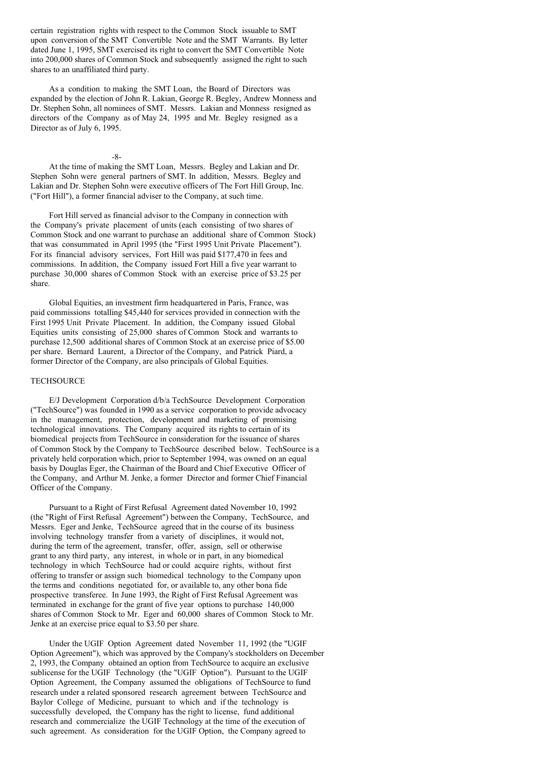certain registration rights with respect to the Common Stock issuable to SMT upon conversion of the SMT Convertible Note and the SMT Warrants. By letter dated June 1, 1995, SMT exercised its right to convert the SMT Convertible Note into 200,000 shares of Common Stock and subsequently assigned the right to such shares to an unaffiliated third party.

As a condition to making the SMT Loan, the Board of Directors was expanded by the election of John R. Lakian, George R. Begley, Andrew Monness and Dr. Stephen Sohn, all nominees of SMT. Messrs. Lakian and Monness resigned as directors of the Company as of May 24, 1995 and Mr. Begley resigned as a Director as of July 6, 1995.

At the time of making the SMT Loan, Messrs. Begley and Lakian and Dr. Stephen Sohn were general partners of SMT. In addition, Messrs. Begley and Lakian and Dr. Stephen Sohn were executive officers of The Fort Hill Group, Inc. ("Fort Hill"), a former financial adviser to the Company, at such time.

Fort Hill served as financial advisor to the Company in connection with the Company's private placement of units (each consisting of two shares of Common Stock and one warrant to purchase an additional share of Common Stock) that was consummated in April 1995 (the "First 1995 Unit Private Placement"). For its financial advisory services, Fort Hill was paid $177,470 in fees and commissions. In addition, the Company issued Fort Hill a five year warrant to purchase 30,000 shares of Common Stock with an exercise price of $3.25 per share.

Global Equities, an investment firm headquartered in Paris, France, was paid commissions totalling $45,440 for services provided in connection with the First 1995 Unit Private Placement. In addition, the Company issued Global Equities units consisting of 25,000 shares of Common Stock and warrants to purchase 12,500 additional shares of Common Stock at an exercise price of $5.00 per share. Bernard Laurent, a Director of the Company, and Patrick Piard, a former Director of the Company, are also principals of Global Equities.

## TECHSOURCE

E/J Development Corporation d/b/a TechSource Development Corporation ("TechSource") was founded in 1990 as a service corporation to provide advocacy in the management, protection, development and marketing of promising technological innovations. The Company acquired its rights to certain of its biomedical projects from TechSource in consideration for the issuance of shares of Common Stock by the Company to TechSource described below. TechSource is a privately held corporation which, prior to September 1994, was owned on an equal basis by Douglas Eger, the Chairman of the Board and Chief Executive Officer of the Company, and Arthur M. Jenke, a former Director and former Chief Financial Officer of the Company.

Pursuant to a Right of First Refusal Agreement dated November 10, 1992 (the "Right of First Refusal Agreement") between the Company, TechSource, and Messrs. Eger and Jenke, TechSource agreed that in the course of its business involving technology transfer from a variety of disciplines, it would not, during the term of the agreement, transfer, offer, assign, sell or otherwise grant to any third party, any interest, in whole or in part, in any biomedical technology in which TechSource had or could acquire rights, without first offering to transfer or assign such biomedical technology to the Company upon the terms and conditions negotiated for, or available to, any other bona fide prospective transferee. In June 1993, the Right of First Refusal Agreement was terminated in exchange for the grant of five year options to purchase 140,000 shares of Common Stock to Mr. Eger and 60,000 shares of Common Stock to Mr. Jenke at an exercise price equal to $3.50 per share.

Under the UGIF Option Agreement dated November 11, 1992 (the "UGIF Option Agreement"), which was approved by the Company's stockholders on December 2, 1993, the Company obtained an option from TechSource to acquire an exclusive sublicense for the UGIF Technology (the "UGIF Option"). Pursuant to the UGIF Option Agreement, the Company assumed the obligations of TechSource to fund research under a related sponsored research agreement between TechSource and Baylor College of Medicine, pursuant to which and if the technology is successfully developed, the Company has the right to license, fund additional research and commercialize the UGIF Technology at the time of the execution of such agreement. As consideration for the UGIF Option, the Company agreed to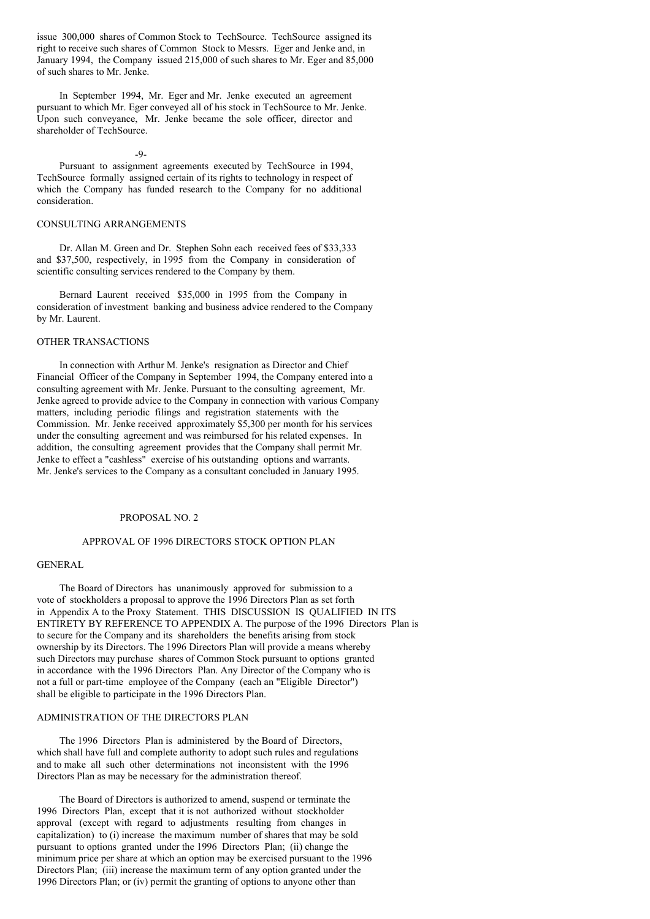issue 300,000 shares of Common Stock to TechSource. TechSource assigned its right to receive such shares of Common Stock to Messrs. Eger and Jenke and, in January 1994, the Company issued 215,000 of such shares to Mr. Eger and 85,000 of such shares to Mr. Jenke.

In September 1994, Mr. Eger and Mr. Jenke executed an agreement pursuant to which Mr. Eger conveyed all of his stock in TechSource to Mr. Jenke. Upon such conveyance, Mr. Jenke became the sole officer, director and shareholder of TechSource.

Pursuant to assignment agreements executed by TechSource in 1994, TechSource formally assigned certain of its rights to technology in respect of which the Company has funded research to the Company for no additional consideration.

## CONSULTING ARRANGEMENTS

Dr. Allan M. Green and Dr. Stephen Sohn each received fees of $33,333 and $37,500, respectively, in 1995 from the Company in consideration of scientific consulting services rendered to the Company by them.

Bernard Laurent received $35,000 in 1995 from the Company in consideration of investment banking and business advice rendered to the Company by Mr. Laurent.

## OTHER TRANSACTIONS

In connection with Arthur M. Jenke's resignation as Director and Chief Financial Officer of the Company in September 1994, the Company entered into a consulting agreement with Mr. Jenke. Pursuant to the consulting agreement, Mr. Jenke agreed to provide advice to the Company in connection with various Company matters, including periodic filings and registration statements with the Commission. Mr. Jenke received approximately $5,300 per month for his services under the consulting agreement and was reimbursed for his related expenses. In addition, the consulting agreement provides that the Company shall permit Mr. Jenke to effect a "cashless" exercise of his outstanding options and warrants. Mr. Jenke's services to the Company as a consultant concluded in January 1995.

# PROPOSAL NO. 2

## APPROVAL OF 1996 DIRECTORS STOCK OPTION PLAN

## GENERAL

The Board of Directors has unanimously approved for submission to a vote of stockholders a proposal to approve the 1996 Directors Plan as set forth in Appendix A to the Proxy Statement. THIS DISCUSSION IS QUALIFIED IN ITS ENTIRETY BY REFERENCE TO APPENDIX A. The purpose of the 1996 Directors Plan is to secure for the Company and its shareholders the benefits arising from stock ownership by its Directors. The 1996 Directors Plan will provide a means whereby such Directors may purchase shares of Common Stock pursuant to options granted in accordance with the 1996 Directors Plan. Any Director of the Company who is not a full or part-time employee of the Company (each an "Eligible Director") shall be eligible to participate in the 1996 Directors Plan.

## ADMINISTRATION OF THE DIRECTORS PLAN

The 1996 Directors Plan is administered by the Board of Directors, which shall have full and complete authority to adopt such rules and regulations and to make all such other determinations not inconsistent with the 1996 Directors Plan as may be necessary for the administration thereof.

The Board of Directors is authorized to amend, suspend or terminate the 1996 Directors Plan, except that it is not authorized without stockholder approval (except with regard to adjustments resulting from changes in capitalization) to (i) increase the maximum number of shares that may be sold pursuant to options granted under the 1996 Directors Plan; (ii) change the minimum price per share at which an option may be exercised pursuant to the 1996 Directors Plan; (iii) increase the maximum term of any option granted under the 1996 Directors Plan; or (iv) permit the granting of options to anyone other than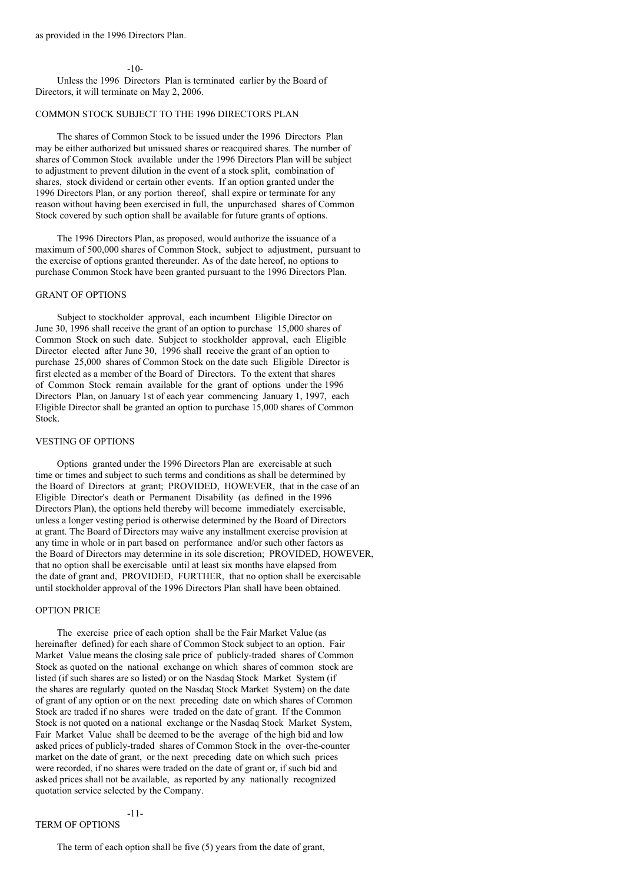as provided in the 1996 Directors Plan.

Unless the 1996 Directors Plan is terminated earlier by the Board of Directors, it will terminate on May 2, 2006.

## COMMON STOCK SUBJECT TO THE 1996 DIRECTORS PLAN

The shares of Common Stock to be issued under the 1996 Directors Plan may be either authorized but unissued shares or reacquired shares. The number of shares of Common Stock available under the 1996 Directors Plan will be subject to adjustment to prevent dilution in the event of a stock split, combination of shares, stock dividend or certain other events. If an option granted under the 1996 Directors Plan, or any portion thereof, shall expire or terminate for any reason without having been exercised in full, the unpurchased shares of Common Stock covered by such option shall be available for future grants of options.

The 1996 Directors Plan, as proposed, would authorize the issuance of a maximum of 500,000 shares of Common Stock, subject to adjustment, pursuant to the exercise of options granted thereunder. As of the date hereof, no options to purchase Common Stock have been granted pursuant to the 1996 Directors Plan.

## GRANT OF OPTIONS

Subject to stockholder approval, each incumbent Eligible Director on June 30, 1996 shall receive the grant of an option to purchase 15,000 shares of Common Stock on such date. Subject to stockholder approval, each Eligible Director elected after June 30, 1996 shall receive the grant of an option to purchase 25,000 shares of Common Stock on the date such Eligible Director is first elected as a member of the Board of Directors. To the extent that shares of Common Stock remain available for the grant of options under the 1996 Directors Plan, on January 1st of each year commencing January 1, 1997, each Eligible Director shall be granted an option to purchase 15,000 shares of Common Stock.

## VESTING OF OPTIONS

Options granted under the 1996 Directors Plan are exercisable at such time or times and subject to such terms and conditions as shall be determined by the Board of Directors at grant; PROVIDED, HOWEVER, that in the case of an Eligible Director's death or Permanent Disability (as defined in the 1996 Directors Plan), the options held thereby will become immediately exercisable, unless a longer vesting period is otherwise determined by the Board of Directors at grant. The Board of Directors may waive any installment exercise provision at any time in whole or in part based on performance and/or such other factors as the Board of Directors may determine in its sole discretion; PROVIDED, HOWEVER, that no option shall be exercisable until at least six months have elapsed from the date of grant and, PROVIDED, FURTHER, that no option shall be exercisable until stockholder approval of the 1996 Directors Plan shall have been obtained.

## OPTION PRICE

The exercise price of each option shall be the Fair Market Value (as hereinafter defined) for each share of Common Stock subject to an option. Fair Market Value means the closing sale price of publicly-traded shares of Common Stock as quoted on the national exchange on which shares of common stock are listed (if such shares are so listed) or on the Nasdaq Stock Market System (if the shares are regularly quoted on the Nasdaq Stock Market System) on the date of grant of any option or on the next preceding date on which shares of Common Stock are traded if no shares were traded on the date of grant. If the Common Stock is not quoted on a national exchange or the Nasdaq Stock Market System, Fair Market Value shall be deemed to be the average of the high bid and low asked prices of publicly-traded shares of Common Stock in the over-the-counter market on the date of grant, or the next preceding date on which such prices were recorded, if no shares were traded on the date of grant or, if such bid and asked prices shall not be available, as reported by any nationally recognized quotation service selected by the Company.

## TERM OF OPTIONS

The term of each option shall be five (5) years from the date of grant,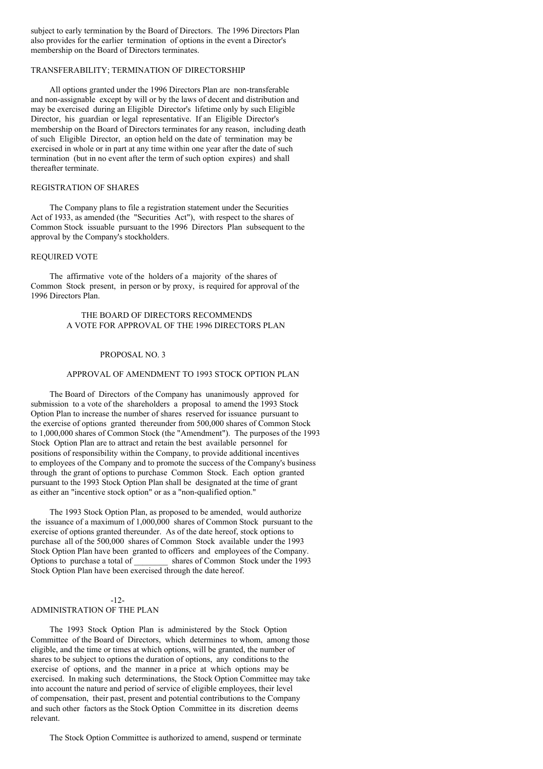subject to early termination by the Board of Directors. The 1996 Directors Plan also provides for the earlier termination of options in the event a Director's membership on the Board of Directors terminates.

### TRANSFERABILITY; TERMINATION OF DIRECTORSHIP

All options granted under the 1996 Directors Plan are non-transferable and non-assignable except by will or by the laws of decent and distribution and may be exercised during an Eligible Director's lifetime only by such Eligible Director, his guardian or legal representative. If an Eligible Director's membership on the Board of Directors terminates for any reason, including death of such Eligible Director, an option held on the date of termination may be exercised in whole or in part at any time within one year after the date of such termination (but in no event after the term of such option expires) and shall thereafter terminate.

### REGISTRATION OF SHARES

The Company plans to file a registration statement under the Securities Act of 1933, as amended (the "Securities Act"), with respect to the shares of Common Stock issuable pursuant to the 1996 Directors Plan subsequent to the approval by the Company's stockholders.

### REQUIRED VOTE

The affirmative vote of the holders of a majority of the shares of Common Stock present, in person or by proxy, is required for approval of the 1996 Directors Plan.

THE BOARD OF DIRECTORS RECOMMENDS A VOTE FOR APPROVAL OF THE 1996 DIRECTORS PLAN

## PROPOSAL NO. 3

## APPROVAL OF AMENDMENT TO 1993 STOCK OPTION PLAN

The Board of Directors of the Company has unanimously approved for submission to a vote of the shareholders a proposal to amend the 1993 Stock Option Plan to increase the number of shares reserved for issuance pursuant to the exercise of options granted thereunder from 500,000 shares of Common Stock to 1,000,000 shares of Common Stock (the "Amendment"). The purposes of the 1993 Stock Option Plan are to attract and retain the best available personnel for positions of responsibility within the Company, to provide additional incentives to employees of the Company and to promote the success of the Company's business through the grant of options to purchase Common Stock. Each option granted pursuant to the 1993 Stock Option Plan shall be designated at the time of grant as either an "incentive stock option" or as a "non-qualified option."

The 1993 Stock Option Plan, as proposed to be amended, would authorize the issuance of a maximum of 1,000,000 shares of Common Stock pursuant to the exercise of options granted thereunder. As of the date hereof, stock options to purchase all of the 500,000 shares of Common Stock available under the 1993 Stock Option Plan have been granted to officers and employees of the Company. Options to purchase a total of ________ shares of Common Stock under the 1993 Stock Option Plan have been exercised through the date hereof.

### ADMINISTRATION OF THE PLAN

The 1993 Stock Option Plan is administered by the Stock Option Committee of the Board of Directors, which determines to whom, among those eligible, and the time or times at which options, will be granted, the number of shares to be subject to options the duration of options, any conditions to the exercise of options, and the manner in a price at which options may be exercised. In making such determinations, the Stock Option Committee may take into account the nature and period of service of eligible employees, their level of compensation, their past, present and potential contributions to the Company and such other factors as the Stock Option Committee in its discretion deems relevant.

The Stock Option Committee is authorized to amend, suspend or terminate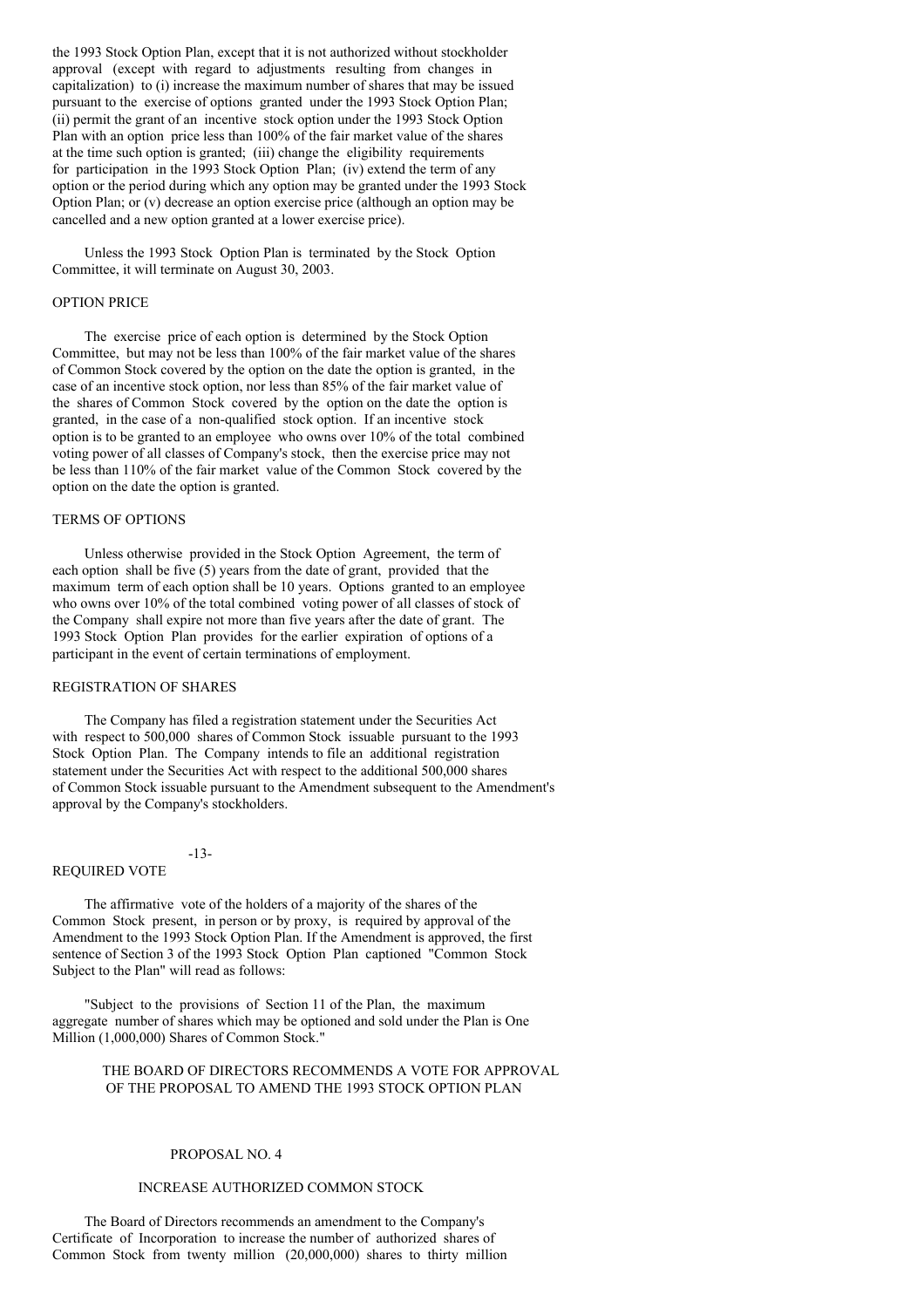the 1993 Stock Option Plan, except that it is not authorized without stockholder approval (except with regard to adjustments resulting from changes in capitalization) to (i) increase the maximum number of shares that may be issued pursuant to the exercise of options granted under the 1993 Stock Option Plan; (ii) permit the grant of an incentive stock option under the 1993 Stock Option Plan with an option price less than 100% of the fair market value of the shares at the time such option is granted; (iii) change the eligibility requirements for participation in the 1993 Stock Option Plan; (iv) extend the term of any option or the period during which any option may be granted under the 1993 Stock Option Plan; or (v) decrease an option exercise price (although an option may be cancelled and a new option granted at a lower exercise price).

Unless the 1993 Stock Option Plan is terminated by the Stock Option Committee, it will terminate on August 30, 2003.

## OPTION PRICE

The exercise price of each option is determined by the Stock Option Committee, but may not be less than 100% of the fair market value of the shares of Common Stock covered by the option on the date the option is granted, in the case of an incentive stock option, nor less than 85% of the fair market value of the shares of Common Stock covered by the option on the date the option is granted, in the case of a non-qualified stock option. If an incentive stock option is to be granted to an employee who owns over 10% of the total combined voting power of all classes of Company's stock, then the exercise price may not be less than 110% of the fair market value of the Common Stock covered by the option on the date the option is granted.

## TERMS OF OPTIONS

Unless otherwise provided in the Stock Option Agreement, the term of each option shall be five (5) years from the date of grant, provided that the maximum term of each option shall be 10 years. Options granted to an employee who owns over 10% of the total combined voting power of all classes of stock of the Company shall expire not more than five years after the date of grant. The 1993 Stock Option Plan provides for the earlier expiration of options of a participant in the event of certain terminations of employment.

## REGISTRATION OF SHARES

The Company has filed a registration statement under the Securities Act with respect to 500,000 shares of Common Stock issuable pursuant to the 1993 Stock Option Plan. The Company intends to file an additional registration statement under the Securities Act with respect to the additional 500,000 shares of Common Stock issuable pursuant to the Amendment subsequent to the Amendment's approval by the Company's stockholders.

## REQUIRED VOTE

The affirmative vote of the holders of a majority of the shares of the Common Stock present, in person or by proxy, is required by approval of the Amendment to the 1993 Stock Option Plan. If the Amendment is approved, the first sentence of Section 3 of the 1993 Stock Option Plan captioned "Common Stock Subject to the Plan" will read as follows:

"Subject to the provisions of Section 11 of the Plan, the maximum aggregate number of shares which may be optioned and sold under the Plan is One Million (1,000,000) Shares of Common Stock."

THE BOARD OF DIRECTORS RECOMMENDS A VOTE FOR APPROVAL OF THE PROPOSAL TO AMEND THE 1993 STOCK OPTION PLAN

## PROPOSAL NO. 4

## INCREASE AUTHORIZED COMMON STOCK

The Board of Directors recommends an amendment to the Company's Certificate of Incorporation to increase the number of authorized shares of Common Stock from twenty million (20,000,000) shares to thirty million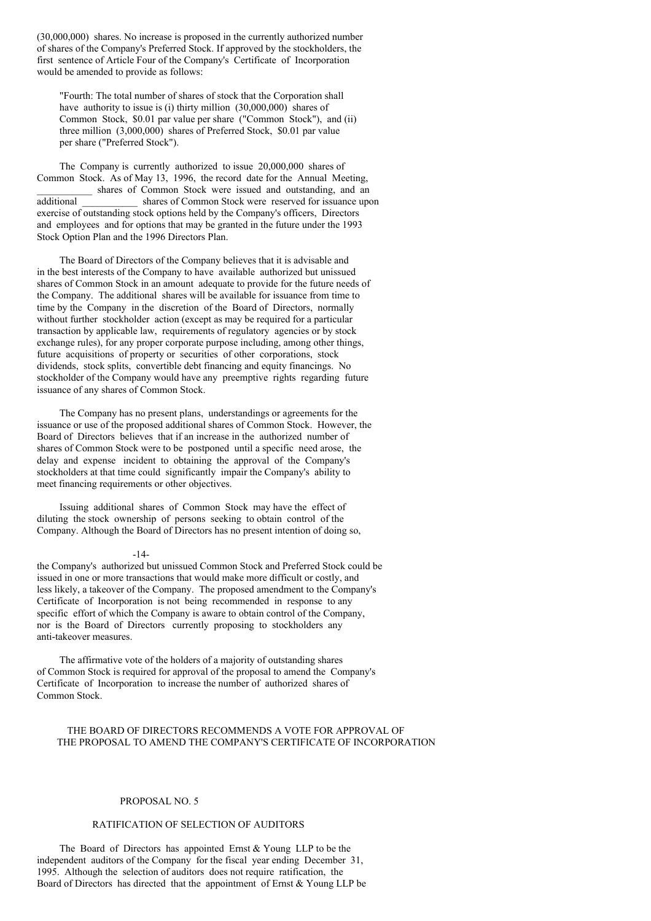(30,000,000) shares. No increase is proposed in the currently authorized number of shares of the Company's Preferred Stock. If approved by the stockholders, the first sentence of Article Four of the Company's Certificate of Incorporation would be amended to provide as follows:

> "Fourth: The total number of shares of stock that the Corporation shall have authority to issue is (i) thirty million (30,000,000) shares of Common Stock, $0.01 par value per share ("Common Stock"), and (ii) three million (3,000,000) shares of Preferred Stock, $0.01 par value per share ("Preferred Stock").

The Company is currently authorized to issue 20,000,000 shares of Common Stock. As of May 13, 1996, the record date for the Annual Meeting, ___________ shares of Common Stock were issued and outstanding, and an additional ___________ shares of Common Stock were reserved for issuance upon exercise of outstanding stock options held by the Company's officers, Directors and employees and for options that may be granted in the future under the 1993 Stock Option Plan and the 1996 Directors Plan.

The Board of Directors of the Company believes that it is advisable and in the best interests of the Company to have available authorized but unissued shares of Common Stock in an amount adequate to provide for the future needs of the Company. The additional shares will be available for issuance from time to time by the Company in the discretion of the Board of Directors, normally without further stockholder action (except as may be required for a particular transaction by applicable law, requirements of regulatory agencies or by stock exchange rules), for any proper corporate purpose including, among other things, future acquisitions of property or securities of other corporations, stock dividends, stock splits, convertible debt financing and equity financings. No stockholder of the Company would have any preemptive rights regarding future issuance of any shares of Common Stock.

The Company has no present plans, understandings or agreements for the issuance or use of the proposed additional shares of Common Stock. However, the Board of Directors believes that if an increase in the authorized number of shares of Common Stock were to be postponed until a specific need arose, the delay and expense incident to obtaining the approval of the Company's stockholders at that time could significantly impair the Company's ability to meet financing requirements or other objectives.

Issuing additional shares of Common Stock may have the effect of diluting the stock ownership of persons seeking to obtain control of the Company. Although the Board of Directors has no present intention of doing so, the Company's authorized but unissued Common Stock and Preferred Stock could be issued in one or more transactions that would make more difficult or costly, and less likely, a takeover of the Company. The proposed amendment to the Company's Certificate of Incorporation is not being recommended in response to any specific effort of which the Company is aware to obtain control of the Company, nor is the Board of Directors currently proposing to stockholders any anti-takeover measures.

The affirmative vote of the holders of a majority of outstanding shares of Common Stock is required for approval of the proposal to amend the Company's Certificate of Incorporation to increase the number of authorized shares of Common Stock.

THE BOARD OF DIRECTORS RECOMMENDS A VOTE FOR APPROVAL OF THE PROPOSAL TO AMEND THE COMPANY'S CERTIFICATE OF INCORPORATION

## PROPOSAL NO. 5

## RATIFICATION OF SELECTION OF AUDITORS

The Board of Directors has appointed Ernst & Young LLP to be the independent auditors of the Company for the fiscal year ending December 31, 1995. Although the selection of auditors does not require ratification, the Board of Directors has directed that the appointment of Ernst & Young LLP be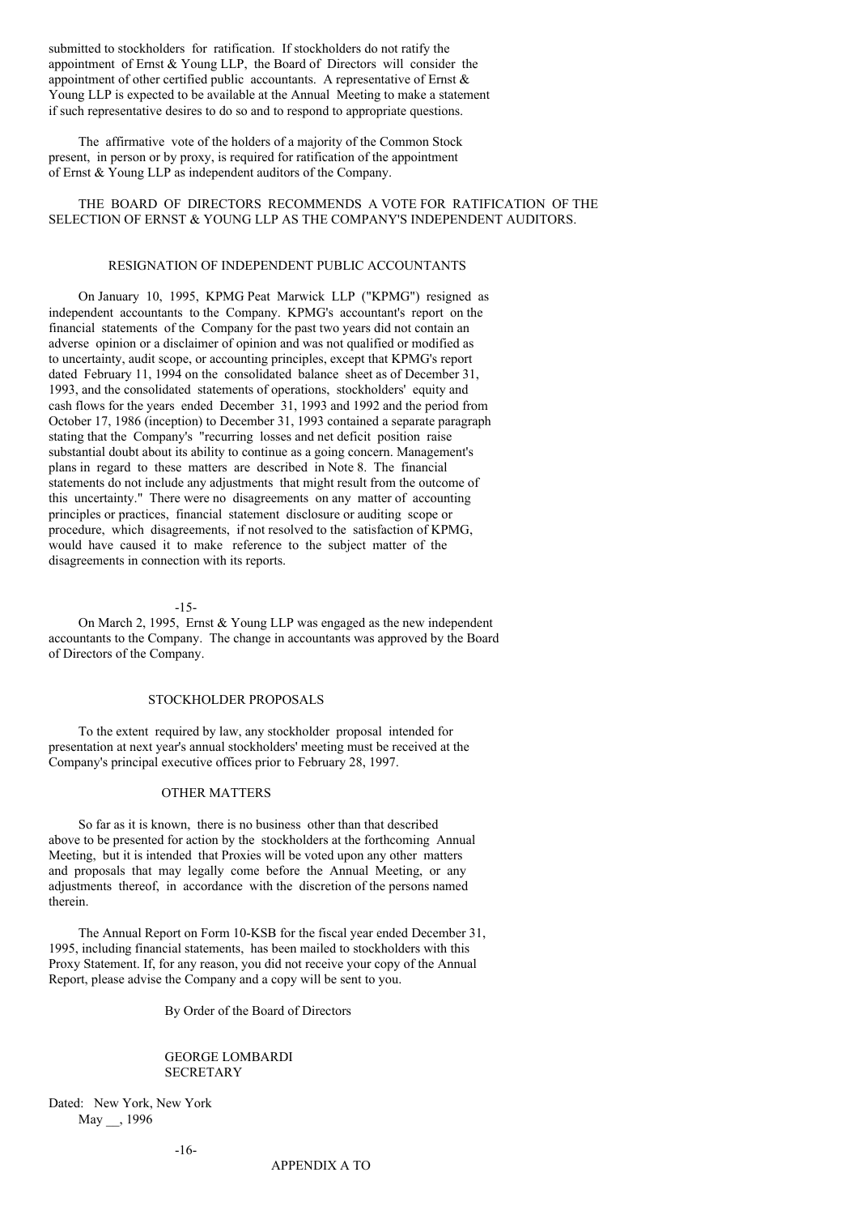submitted to stockholders for ratification. If stockholders do not ratify the appointment of Ernst & Young LLP, the Board of Directors will consider the appointment of other certified public accountants. A representative of Ernst & Young LLP is expected to be available at the Annual Meeting to make a statement if such representative desires to do so and to respond to appropriate questions.

The affirmative vote of the holders of a majority of the Common Stock present, in person or by proxy, is required for ratification of the appointment of Ernst & Young LLP as independent auditors of the Company.

THE BOARD OF DIRECTORS RECOMMENDS A VOTE FOR RATIFICATION OF THE SELECTION OF ERNST & YOUNG LLP AS THE COMPANY'S INDEPENDENT AUDITORS.

## RESIGNATION OF INDEPENDENT PUBLIC ACCOUNTANTS

On January 10, 1995, KPMG Peat Marwick LLP ("KPMG") resigned as independent accountants to the Company. KPMG's accountant's report on the financial statements of the Company for the past two years did not contain an adverse opinion or a disclaimer of opinion and was not qualified or modified as to uncertainty, audit scope, or accounting principles, except that KPMG's report dated February 11, 1994 on the consolidated balance sheet as of December 31, 1993, and the consolidated statements of operations, stockholders' equity and cash flows for the years ended December 31, 1993 and 1992 and the period from October 17, 1986 (inception) to December 31, 1993 contained a separate paragraph stating that the Company's "recurring losses and net deficit position raise substantial doubt about its ability to continue as a going concern. Management's plans in regard to these matters are described in Note 8. The financial statements do not include any adjustments that might result from the outcome of this uncertainty." There were no disagreements on any matter of accounting principles or practices, financial statement disclosure or auditing scope or procedure, which disagreements, if not resolved to the satisfaction of KPMG, would have caused it to make reference to the subject matter of the disagreements in connection with its reports.

On March 2, 1995, Ernst & Young LLP was engaged as the new independent accountants to the Company. The change in accountants was approved by the Board of Directors of the Company.

## STOCKHOLDER PROPOSALS

To the extent required by law, any stockholder proposal intended for presentation at next year's annual stockholders' meeting must be received at the Company's principal executive offices prior to February 28, 1997.

## OTHER MATTERS

So far as it is known, there is no business other than that described above to be presented for action by the stockholders at the forthcoming Annual Meeting, but it is intended that Proxies will be voted upon any other matters and proposals that may legally come before the Annual Meeting, or any adjustments thereof, in accordance with the discretion of the persons named therein.

The Annual Report on Form 10-KSB for the fiscal year ended December 31, 1995, including financial statements, has been mailed to stockholders with this Proxy Statement. If, for any reason, you did not receive your copy of the Annual Report, please advise the Company and a copy will be sent to you.

By Order of the Board of Directors

GEORGE LOMBARDI
SECRETARY

Dated: New York, New York
May __, 1996

APPENDIX A TO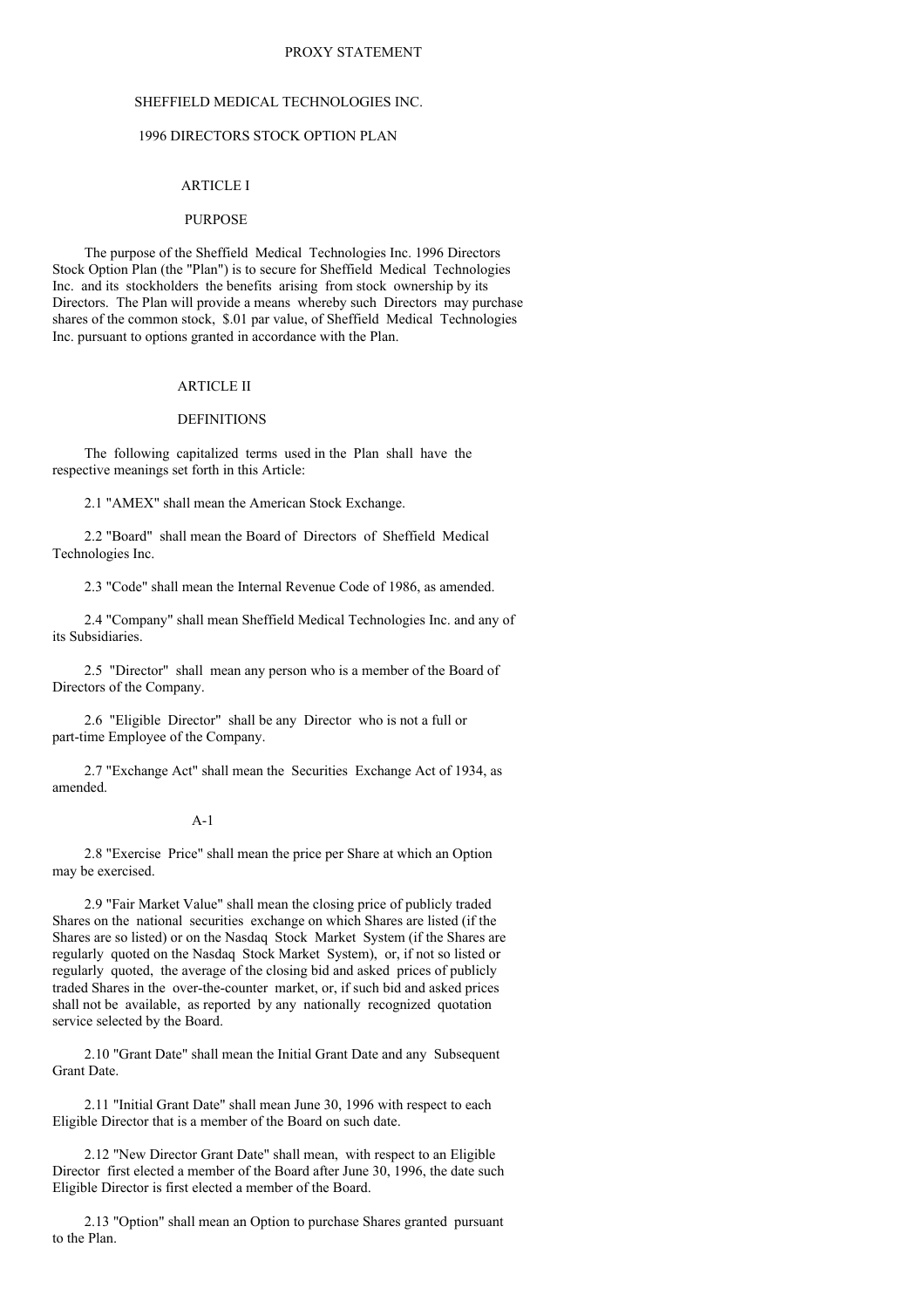PROXY STATEMENT

# SHEFFIELD MEDICAL TECHNOLOGIES INC.

# 1996 DIRECTORS STOCK OPTION PLAN

## ARTICLE I

## PURPOSE

The purpose of the Sheffield Medical Technologies Inc. 1996 Directors Stock Option Plan (the "Plan") is to secure for Sheffield Medical Technologies Inc. and its stockholders the benefits arising from stock ownership by its Directors. The Plan will provide a means whereby such Directors may purchase shares of the common stock, $.01 par value, of Sheffield Medical Technologies Inc. pursuant to options granted in accordance with the Plan.

## ARTICLE II

## DEFINITIONS

The following capitalized terms used in the Plan shall have the respective meanings set forth in this Article:

2.1 "AMEX" shall mean the American Stock Exchange.

2.2 "Board" shall mean the Board of Directors of Sheffield Medical Technologies Inc.

2.3 "Code" shall mean the Internal Revenue Code of 1986, as amended.

2.4 "Company" shall mean Sheffield Medical Technologies Inc. and any of its Subsidiaries.

2.5 "Director" shall mean any person who is a member of the Board of Directors of the Company.

2.6 "Eligible Director" shall be any Director who is not a full or part-time Employee of the Company.

2.7 "Exchange Act" shall mean the Securities Exchange Act of 1934, as amended.

2.8 "Exercise Price" shall mean the price per Share at which an Option may be exercised.

2.9 "Fair Market Value" shall mean the closing price of publicly traded Shares on the national securities exchange on which Shares are listed (if the Shares are so listed) or on the Nasdaq Stock Market System (if the Shares are regularly quoted on the Nasdaq Stock Market System), or, if not so listed or regularly quoted, the average of the closing bid and asked prices of publicly traded Shares in the over-the-counter market, or, if such bid and asked prices shall not be available, as reported by any nationally recognized quotation service selected by the Board.

2.10 "Grant Date" shall mean the Initial Grant Date and any Subsequent Grant Date.

2.11 "Initial Grant Date" shall mean June 30, 1996 with respect to each Eligible Director that is a member of the Board on such date.

2.12 "New Director Grant Date" shall mean, with respect to an Eligible Director first elected a member of the Board after June 30, 1996, the date such Eligible Director is first elected a member of the Board.

2.13 "Option" shall mean an Option to purchase Shares granted pursuant to the Plan.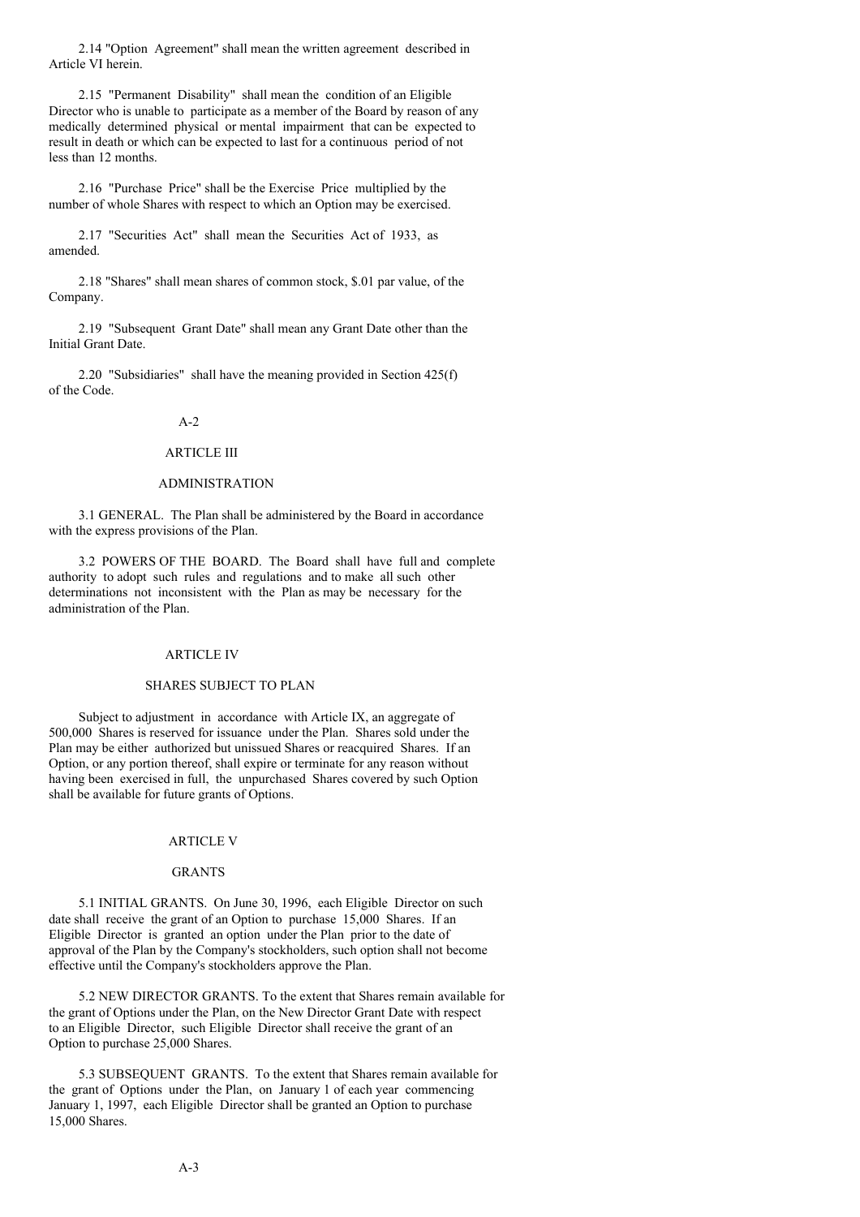2.14 "Option Agreement" shall mean the written agreement described in Article VI herein.

2.15 "Permanent Disability" shall mean the condition of an Eligible Director who is unable to participate as a member of the Board by reason of any medically determined physical or mental impairment that can be expected to result in death or which can be expected to last for a continuous period of not less than 12 months.

2.16 "Purchase Price" shall be the Exercise Price multiplied by the number of whole Shares with respect to which an Option may be exercised.

2.17 "Securities Act" shall mean the Securities Act of 1933, as amended.

2.18 "Shares" shall mean shares of common stock, \$.01 par value, of the Company.

2.19 "Subsequent Grant Date" shall mean any Grant Date other than the Initial Grant Date.

2.20 "Subsidiaries" shall have the meaning provided in Section 425(f) of the Code.

## ARTICLE III

## ADMINISTRATION

3.1 GENERAL. The Plan shall be administered by the Board in accordance with the express provisions of the Plan.

3.2 POWERS OF THE BOARD. The Board shall have full and complete authority to adopt such rules and regulations and to make all such other determinations not inconsistent with the Plan as may be necessary for the administration of the Plan.

## ARTICLE IV

## SHARES SUBJECT TO PLAN

Subject to adjustment in accordance with Article IX, an aggregate of 500,000 Shares is reserved for issuance under the Plan. Shares sold under the Plan may be either authorized but unissued Shares or reacquired Shares. If an Option, or any portion thereof, shall expire or terminate for any reason without having been exercised in full, the unpurchased Shares covered by such Option shall be available for future grants of Options.

## ARTICLE V

## GRANTS

5.1 INITIAL GRANTS. On June 30, 1996, each Eligible Director on such date shall receive the grant of an Option to purchase 15,000 Shares. If an Eligible Director is granted an option under the Plan prior to the date of approval of the Plan by the Company's stockholders, such option shall not become effective until the Company's stockholders approve the Plan.

5.2 NEW DIRECTOR GRANTS. To the extent that Shares remain available for the grant of Options under the Plan, on the New Director Grant Date with respect to an Eligible Director, such Eligible Director shall receive the grant of an Option to purchase 25,000 Shares.

5.3 SUBSEQUENT GRANTS. To the extent that Shares remain available for the grant of Options under the Plan, on January 1 of each year commencing January 1, 1997, each Eligible Director shall be granted an Option to purchase 15,000 Shares.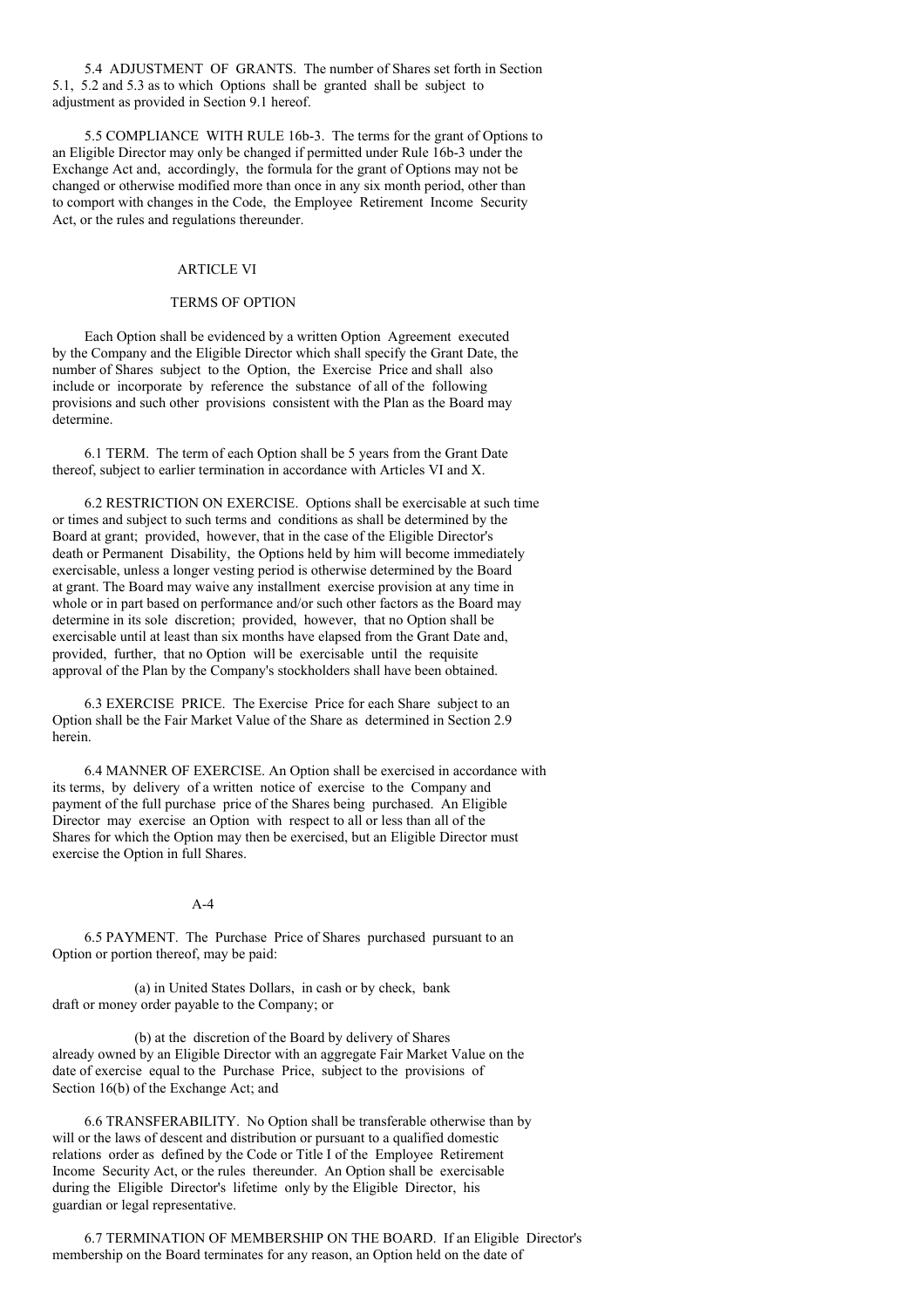5.4 ADJUSTMENT OF GRANTS. The number of Shares set forth in Section 5.1, 5.2 and 5.3 as to which Options shall be granted shall be subject to adjustment as provided in Section 9.1 hereof.

5.5 COMPLIANCE WITH RULE 16b-3. The terms for the grant of Options to an Eligible Director may only be changed if permitted under Rule 16b-3 under the Exchange Act and, accordingly, the formula for the grant of Options may not be changed or otherwise modified more than once in any six month period, other than to comport with changes in the Code, the Employee Retirement Income Security Act, or the rules and regulations thereunder.

## ARTICLE VI

## TERMS OF OPTION

Each Option shall be evidenced by a written Option Agreement executed by the Company and the Eligible Director which shall specify the Grant Date, the number of Shares subject to the Option, the Exercise Price and shall also include or incorporate by reference the substance of all of the following provisions and such other provisions consistent with the Plan as the Board may determine.

6.1 TERM. The term of each Option shall be 5 years from the Grant Date thereof, subject to earlier termination in accordance with Articles VI and X.

6.2 RESTRICTION ON EXERCISE. Options shall be exercisable at such time or times and subject to such terms and conditions as shall be determined by the Board at grant; provided, however, that in the case of the Eligible Director's death or Permanent Disability, the Options held by him will become immediately exercisable, unless a longer vesting period is otherwise determined by the Board at grant. The Board may waive any installment exercise provision at any time in whole or in part based on performance and/or such other factors as the Board may determine in its sole discretion; provided, however, that no Option shall be exercisable until at least than six months have elapsed from the Grant Date and, provided, further, that no Option will be exercisable until the requisite approval of the Plan by the Company's stockholders shall have been obtained.

6.3 EXERCISE PRICE. The Exercise Price for each Share subject to an Option shall be the Fair Market Value of the Share as determined in Section 2.9 herein.

6.4 MANNER OF EXERCISE. An Option shall be exercised in accordance with its terms, by delivery of a written notice of exercise to the Company and payment of the full purchase price of the Shares being purchased. An Eligible Director may exercise an Option with respect to all or less than all of the Shares for which the Option may then be exercised, but an Eligible Director must exercise the Option in full Shares.

6.5 PAYMENT. The Purchase Price of Shares purchased pursuant to an Option or portion thereof, may be paid:

(a) in United States Dollars, in cash or by check, bank draft or money order payable to the Company; or

(b) at the discretion of the Board by delivery of Shares already owned by an Eligible Director with an aggregate Fair Market Value on the date of exercise equal to the Purchase Price, subject to the provisions of Section 16(b) of the Exchange Act; and

6.6 TRANSFERABILITY. No Option shall be transferable otherwise than by will or the laws of descent and distribution or pursuant to a qualified domestic relations order as defined by the Code or Title I of the Employee Retirement Income Security Act, or the rules thereunder. An Option shall be exercisable during the Eligible Director's lifetime only by the Eligible Director, his guardian or legal representative.

6.7 TERMINATION OF MEMBERSHIP ON THE BOARD. If an Eligible Director's membership on the Board terminates for any reason, an Option held on the date of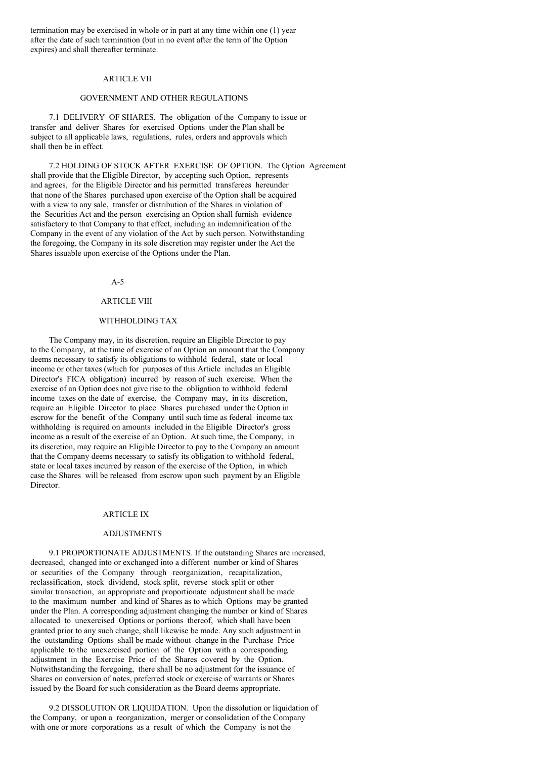termination may be exercised in whole or in part at any time within one (1) year after the date of such termination (but in no event after the term of the Option expires) and shall thereafter terminate.

## ARTICLE VII

## GOVERNMENT AND OTHER REGULATIONS

7.1 DELIVERY OF SHARES. The obligation of the Company to issue or transfer and deliver Shares for exercised Options under the Plan shall be subject to all applicable laws, regulations, rules, orders and approvals which shall then be in effect.

7.2 HOLDING OF STOCK AFTER EXERCISE OF OPTION. The Option Agreement shall provide that the Eligible Director, by accepting such Option, represents and agrees, for the Eligible Director and his permitted transferees hereunder that none of the Shares purchased upon exercise of the Option shall be acquired with a view to any sale, transfer or distribution of the Shares in violation of the Securities Act and the person exercising an Option shall furnish evidence satisfactory to that Company to that effect, including an indemnification of the Company in the event of any violation of the Act by such person. Notwithstanding the foregoing, the Company in its sole discretion may register under the Act the Shares issuable upon exercise of the Options under the Plan.

## ARTICLE VIII

## WITHHOLDING TAX

The Company may, in its discretion, require an Eligible Director to pay to the Company, at the time of exercise of an Option an amount that the Company deems necessary to satisfy its obligations to withhold federal, state or local income or other taxes (which for purposes of this Article includes an Eligible Director's FICA obligation) incurred by reason of such exercise. When the exercise of an Option does not give rise to the obligation to withhold federal income taxes on the date of exercise, the Company may, in its discretion, require an Eligible Director to place Shares purchased under the Option in escrow for the benefit of the Company until such time as federal income tax withholding is required on amounts included in the Eligible Director's gross income as a result of the exercise of an Option. At such time, the Company, in its discretion, may require an Eligible Director to pay to the Company an amount that the Company deems necessary to satisfy its obligation to withhold federal, state or local taxes incurred by reason of the exercise of the Option, in which case the Shares will be released from escrow upon such payment by an Eligible Director.

## ARTICLE IX

## ADJUSTMENTS

9.1 PROPORTIONATE ADJUSTMENTS. If the outstanding Shares are increased, decreased, changed into or exchanged into a different number or kind of Shares or securities of the Company through reorganization, recapitalization, reclassification, stock dividend, stock split, reverse stock split or other similar transaction, an appropriate and proportionate adjustment shall be made to the maximum number and kind of Shares as to which Options may be granted under the Plan. A corresponding adjustment changing the number or kind of Shares allocated to unexercised Options or portions thereof, which shall have been granted prior to any such change, shall likewise be made. Any such adjustment in the outstanding Options shall be made without change in the Purchase Price applicable to the unexercised portion of the Option with a corresponding adjustment in the Exercise Price of the Shares covered by the Option. Notwithstanding the foregoing, there shall be no adjustment for the issuance of Shares on conversion of notes, preferred stock or exercise of warrants or Shares issued by the Board for such consideration as the Board deems appropriate.

9.2 DISSOLUTION OR LIQUIDATION. Upon the dissolution or liquidation of the Company, or upon a reorganization, merger or consolidation of the Company with one or more corporations as a result of which the Company is not the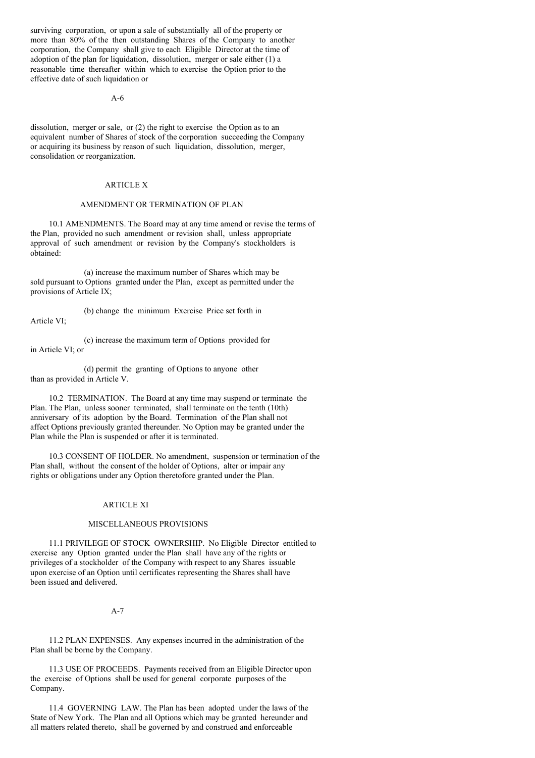surviving corporation, or upon a sale of substantially all of the property or more than 80% of the then outstanding Shares of the Company to another corporation, the Company shall give to each Eligible Director at the time of adoption of the plan for liquidation, dissolution, merger or sale either (1) a reasonable time thereafter within which to exercise the Option prior to the effective date of such liquidation or dissolution, merger or sale, or (2) the right to exercise the Option as to an equivalent number of Shares of stock of the corporation succeeding the Company or acquiring its business by reason of such liquidation, dissolution, merger, consolidation or reorganization.

## ARTICLE X

## AMENDMENT OR TERMINATION OF PLAN

10.1 AMENDMENTS. The Board may at any time amend or revise the terms of the Plan, provided no such amendment or revision shall, unless appropriate approval of such amendment or revision by the Company's stockholders is obtained:

(a) increase the maximum number of Shares which may be sold pursuant to Options granted under the Plan, except as permitted under the provisions of Article IX;

(b) change the minimum Exercise Price set forth in Article VI;

(c) increase the maximum term of Options provided for in Article VI; or

(d) permit the granting of Options to anyone other than as provided in Article V.

10.2 TERMINATION. The Board at any time may suspend or terminate the Plan. The Plan, unless sooner terminated, shall terminate on the tenth (10th) anniversary of its adoption by the Board. Termination of the Plan shall not affect Options previously granted thereunder. No Option may be granted under the Plan while the Plan is suspended or after it is terminated.

10.3 CONSENT OF HOLDER. No amendment, suspension or termination of the Plan shall, without the consent of the holder of Options, alter or impair any rights or obligations under any Option theretofore granted under the Plan.

## ARTICLE XI

## MISCELLANEOUS PROVISIONS

11.1 PRIVILEGE OF STOCK OWNERSHIP. No Eligible Director entitled to exercise any Option granted under the Plan shall have any of the rights or privileges of a stockholder of the Company with respect to any Shares issuable upon exercise of an Option until certificates representing the Shares shall have been issued and delivered.

11.2 PLAN EXPENSES. Any expenses incurred in the administration of the Plan shall be borne by the Company.

11.3 USE OF PROCEEDS. Payments received from an Eligible Director upon the exercise of Options shall be used for general corporate purposes of the Company.

11.4 GOVERNING LAW. The Plan has been adopted under the laws of the State of New York. The Plan and all Options which may be granted hereunder and all matters related thereto, shall be governed by and construed and enforceable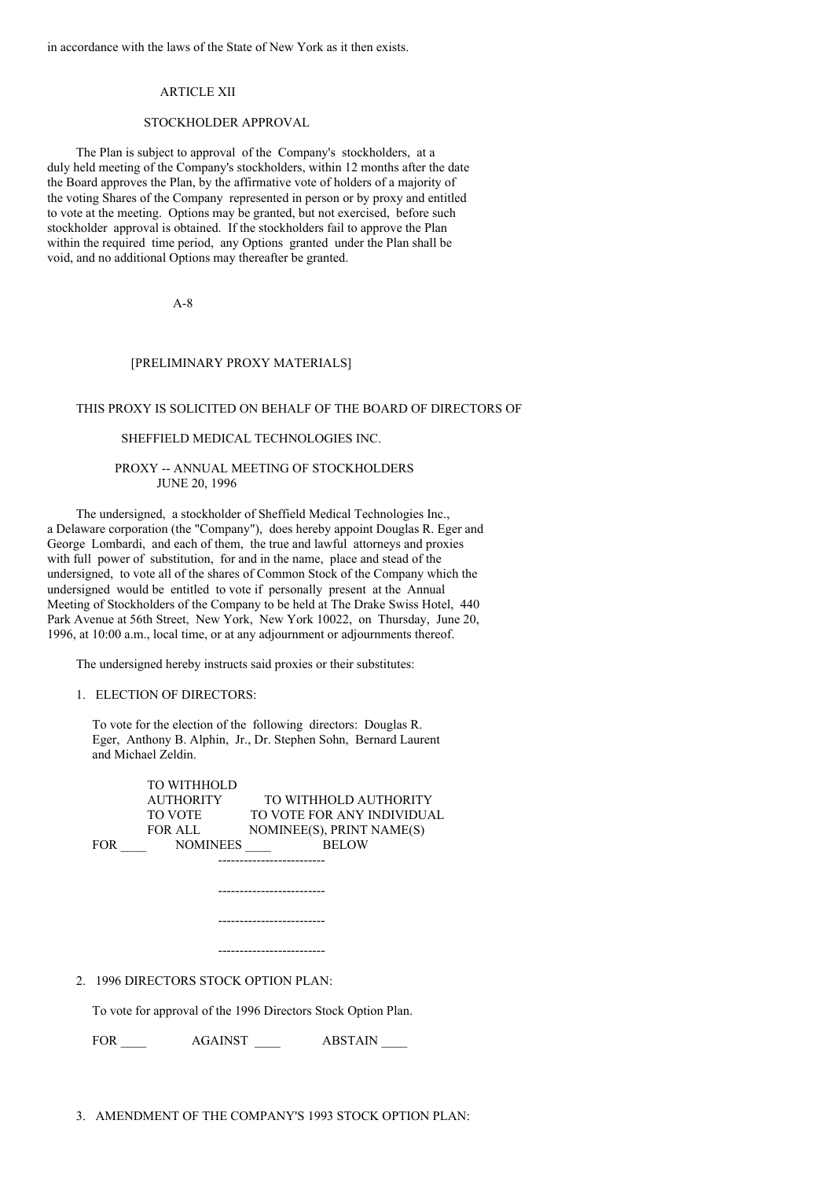in accordance with the laws of the State of New York as it then exists.

## ARTICLE XII

## STOCKHOLDER APPROVAL

The Plan is subject to approval of the Company's stockholders, at a duly held meeting of the Company's stockholders, within 12 months after the date the Board approves the Plan, by the affirmative vote of holders of a majority of the voting Shares of the Company represented in person or by proxy and entitled to vote at the meeting. Options may be granted, but not exercised, before such stockholder approval is obtained. If the stockholders fail to approve the Plan within the required time period, any Options granted under the Plan shall be void, and no additional Options may thereafter be granted.

A-8

[PRELIMINARY PROXY MATERIALS]

THIS PROXY IS SOLICITED ON BEHALF OF THE BOARD OF DIRECTORS OF

SHEFFIELD MEDICAL TECHNOLOGIES INC.

PROXY -- ANNUAL MEETING OF STOCKHOLDERS
JUNE 20, 1996

The undersigned, a stockholder of Sheffield Medical Technologies Inc., a Delaware corporation (the "Company"), does hereby appoint Douglas R. Eger and George Lombardi, and each of them, the true and lawful attorneys and proxies with full power of substitution, for and in the name, place and stead of the undersigned, to vote all of the shares of Common Stock of the Company which the undersigned would be entitled to vote if personally present at the Annual Meeting of Stockholders of the Company to be held at The Drake Swiss Hotel, 440 Park Avenue at 56th Street, New York, New York 10022, on Thursday, June 20, 1996, at 10:00 a.m., local time, or at any adjournment or adjournments thereof.

The undersigned hereby instructs said proxies or their substitutes:

1. ELECTION OF DIRECTORS:

   To vote for the election of the following directors: Douglas R. Eger, Anthony B. Alphin, Jr., Dr. Stephen Sohn, Bernard Laurent and Michael Zeldin.

   FOR ____ TO WITHHOLD AUTHORITY TO VOTE FOR ALL NOMINEES ____ TO WITHHOLD AUTHORITY TO VOTE FOR ANY INDIVIDUAL NOMINEE(S), PRINT NAME(S) BELOW

   -------------------------

   -------------------------

   -------------------------

   -------------------------

2. 1996 DIRECTORS STOCK OPTION PLAN:

   To vote for approval of the 1996 Directors Stock Option Plan.

   FOR ____ AGAINST ____ ABSTAIN ____

3. AMENDMENT OF THE COMPANY'S 1993 STOCK OPTION PLAN: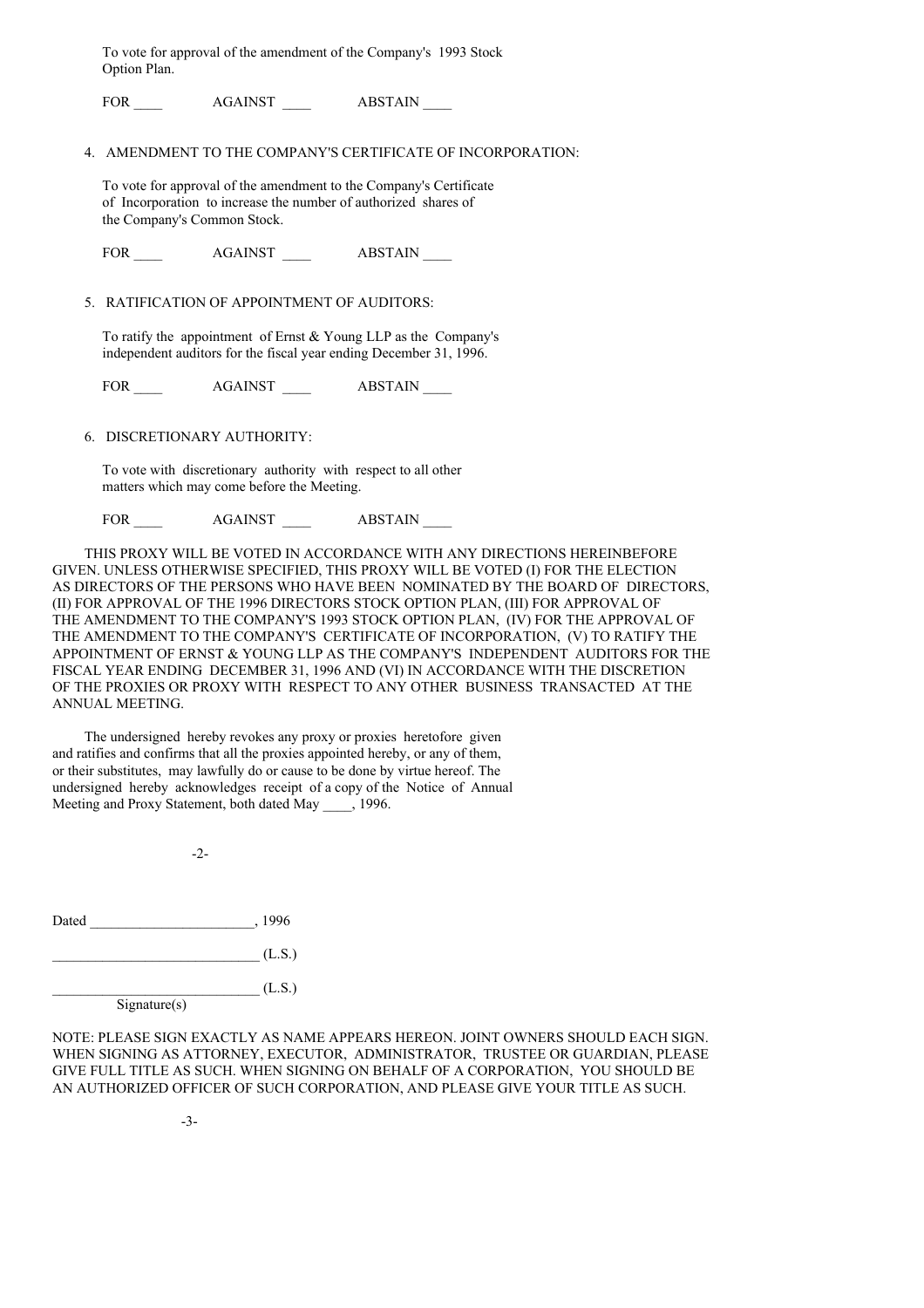To vote for approval of the amendment of the Company's 1993 Stock Option Plan.

FOR \_\_\_\_ AGAINST \_\_\_\_ ABSTAIN \_\_\_\_

4. AMENDMENT TO THE COMPANY'S CERTIFICATE OF INCORPORATION:

To vote for approval of the amendment to the Company's Certificate of Incorporation to increase the number of authorized shares of the Company's Common Stock.

FOR \_\_\_\_ AGAINST \_\_\_\_ ABSTAIN \_\_\_\_

5. RATIFICATION OF APPOINTMENT OF AUDITORS:

To ratify the appointment of Ernst & Young LLP as the Company's independent auditors for the fiscal year ending December 31, 1996.

FOR \_\_\_\_ AGAINST \_\_\_\_ ABSTAIN \_\_\_\_

6. DISCRETIONARY AUTHORITY:

To vote with discretionary authority with respect to all other matters which may come before the Meeting.

FOR \_\_\_\_ AGAINST \_\_\_\_ ABSTAIN \_\_\_\_

THIS PROXY WILL BE VOTED IN ACCORDANCE WITH ANY DIRECTIONS HEREINBEFORE GIVEN. UNLESS OTHERWISE SPECIFIED, THIS PROXY WILL BE VOTED (I) FOR THE ELECTION AS DIRECTORS OF THE PERSONS WHO HAVE BEEN NOMINATED BY THE BOARD OF DIRECTORS, (II) FOR APPROVAL OF THE 1996 DIRECTORS STOCK OPTION PLAN, (III) FOR APPROVAL OF THE AMENDMENT TO THE COMPANY'S 1993 STOCK OPTION PLAN, (IV) FOR THE APPROVAL OF THE AMENDMENT TO THE COMPANY'S CERTIFICATE OF INCORPORATION, (V) TO RATIFY THE APPOINTMENT OF ERNST & YOUNG LLP AS THE COMPANY'S INDEPENDENT AUDITORS FOR THE FISCAL YEAR ENDING DECEMBER 31, 1996 AND (VI) IN ACCORDANCE WITH THE DISCRETION OF THE PROXIES OR PROXY WITH RESPECT TO ANY OTHER BUSINESS TRANSACTED AT THE ANNUAL MEETING.

The undersigned hereby revokes any proxy or proxies heretofore given and ratifies and confirms that all the proxies appointed hereby, or any of them, or their substitutes, may lawfully do or cause to be done by virtue hereof. The undersigned hereby acknowledges receipt of a copy of the Notice of Annual Meeting and Proxy Statement, both dated May \_\_\_\_, 1996.

Dated \_\_\_\_\_\_\_\_\_\_\_\_\_\_\_\_\_\_\_\_\_\_\_, 1996

\_\_\_\_\_\_\_\_\_\_\_\_\_\_\_\_\_\_\_\_\_\_\_\_\_\_\_\_ (L.S.)

\_\_\_\_\_\_\_\_\_\_\_\_\_\_\_\_\_\_\_\_\_\_\_\_\_\_\_\_ (L.S.)

Signature(s)

NOTE: PLEASE SIGN EXACTLY AS NAME APPEARS HEREON. JOINT OWNERS SHOULD EACH SIGN. WHEN SIGNING AS ATTORNEY, EXECUTOR, ADMINISTRATOR, TRUSTEE OR GUARDIAN, PLEASE GIVE FULL TITLE AS SUCH. WHEN SIGNING ON BEHALF OF A CORPORATION, YOU SHOULD BE AN AUTHORIZED OFFICER OF SUCH CORPORATION, AND PLEASE GIVE YOUR TITLE AS SUCH.